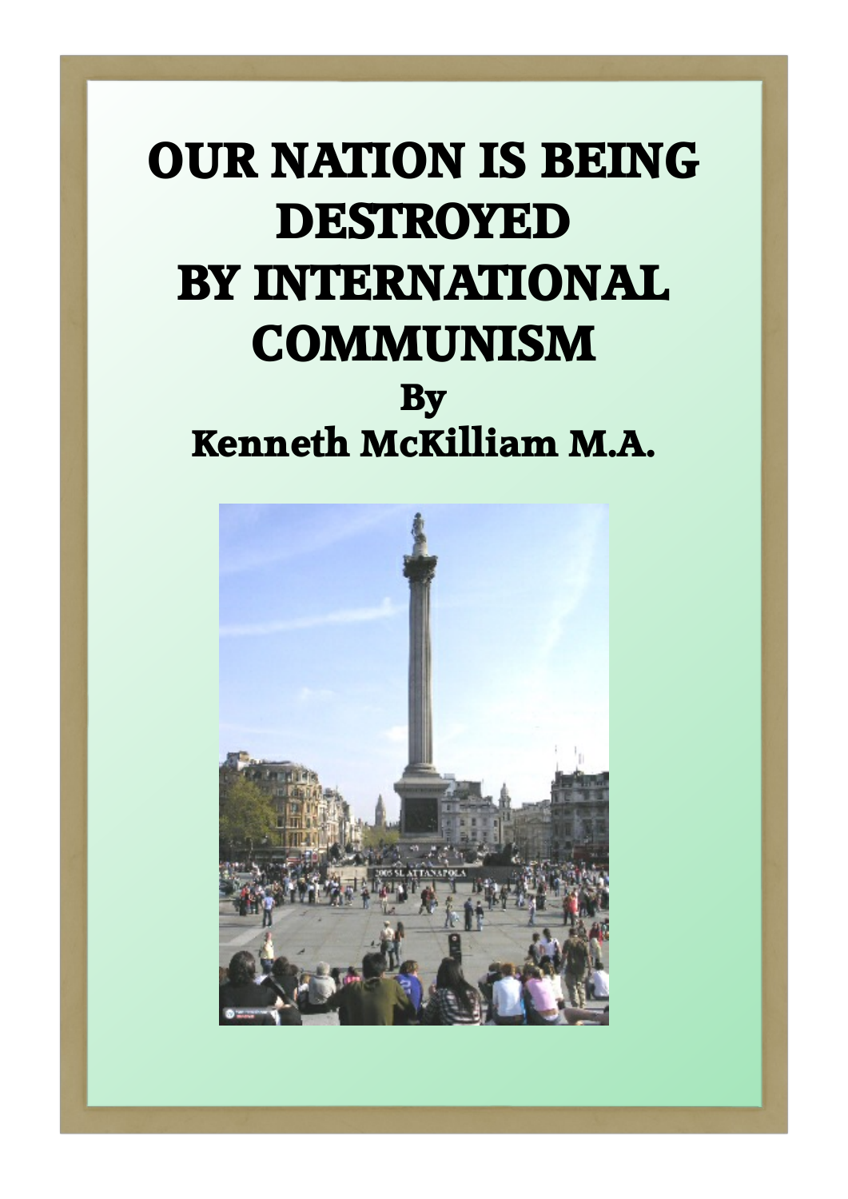# OUR NATION IS BEING DESTROYED BY INTERNATIONAL COMMUNISM

**By**

**Kenneth McKilliam M.A.**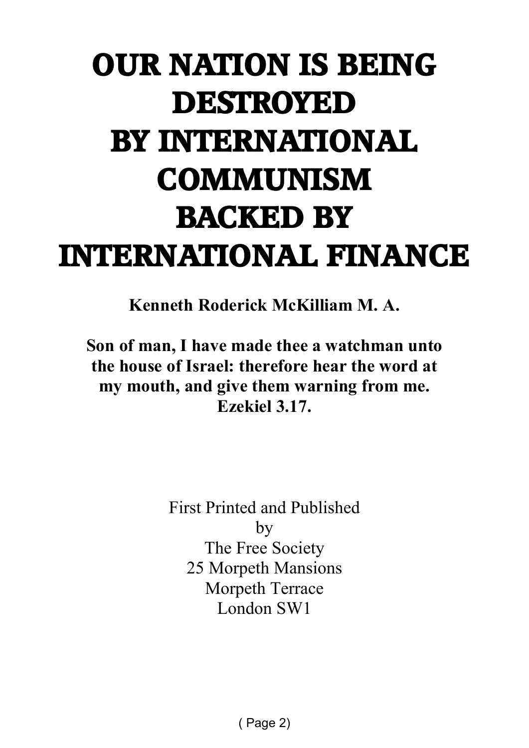# OUR NATION IS BEING DESTROYED BY INTERNATIONAL COMMUNISM BACKED BY INTERNATIONAL FINANCE

**Kenneth Roderick McKilliam M. A.**

**Son of man, I have made thee a watchman unto the house of Israel: therefore hear the word at my mouth, and give them warning from me. Ezekiel 3.17.**

First Printed and Published
by
The Free Society
25 Morpeth Mansions
Morpeth Terrace
London SW1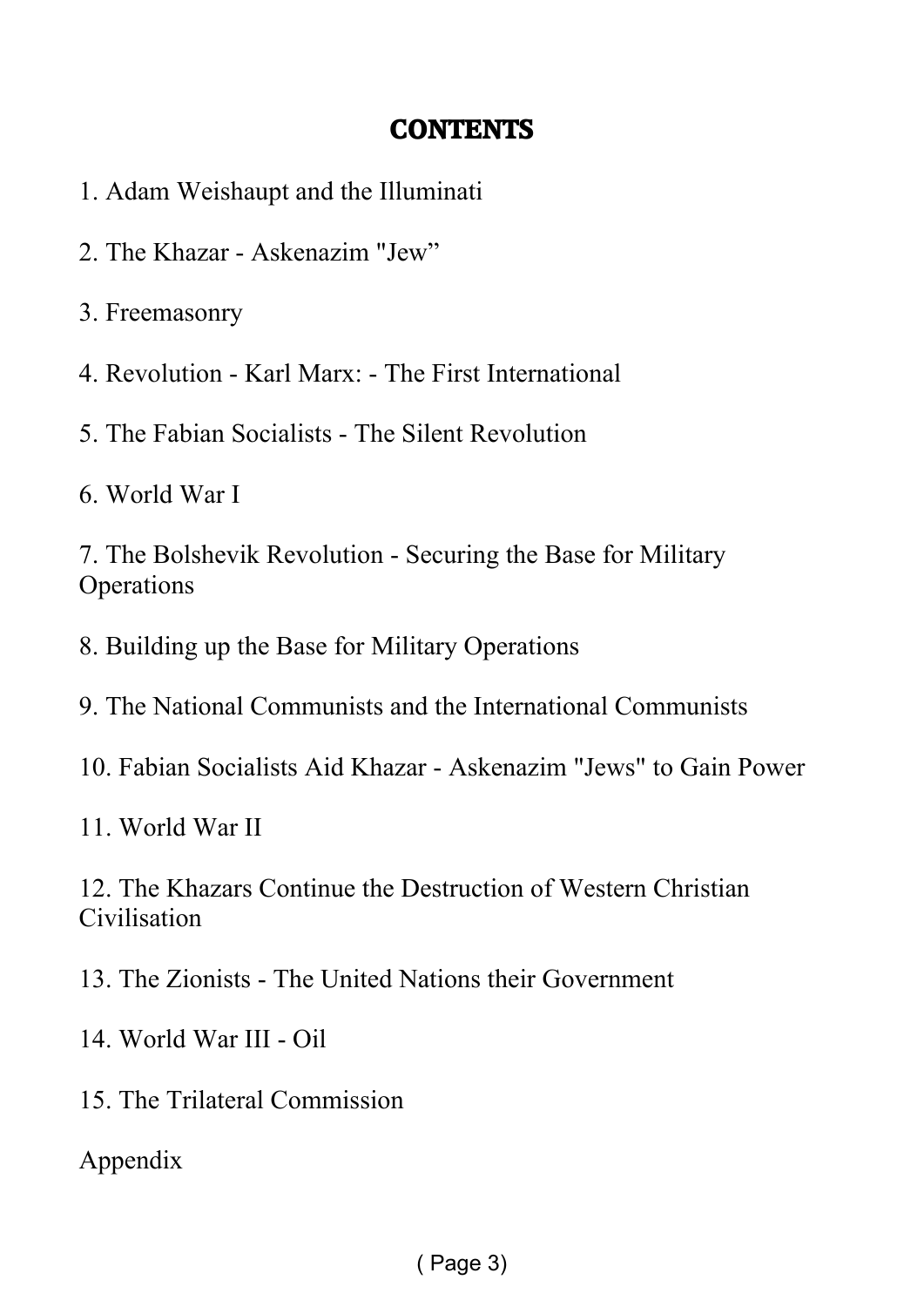# CONTENTS

1. Adam Weishaupt and the Illuminati

2. The Khazar - Askenazim "Jew”

3. Freemasonry

4. Revolution - Karl Marx: - The First International

5. The Fabian Socialists - The Silent Revolution

6. World War I

7. The Bolshevik Revolution - Securing the Base for Military Operations

8. Building up the Base for Military Operations

9. The National Communists and the International Communists

10. Fabian Socialists Aid Khazar - Askenazim "Jews" to Gain Power

11. World War II

12. The Khazars Continue the Destruction of Western Christian Civilisation

13. The Zionists - The United Nations their Government

14. World War III - Oil

15. The Trilateral Commission

Appendix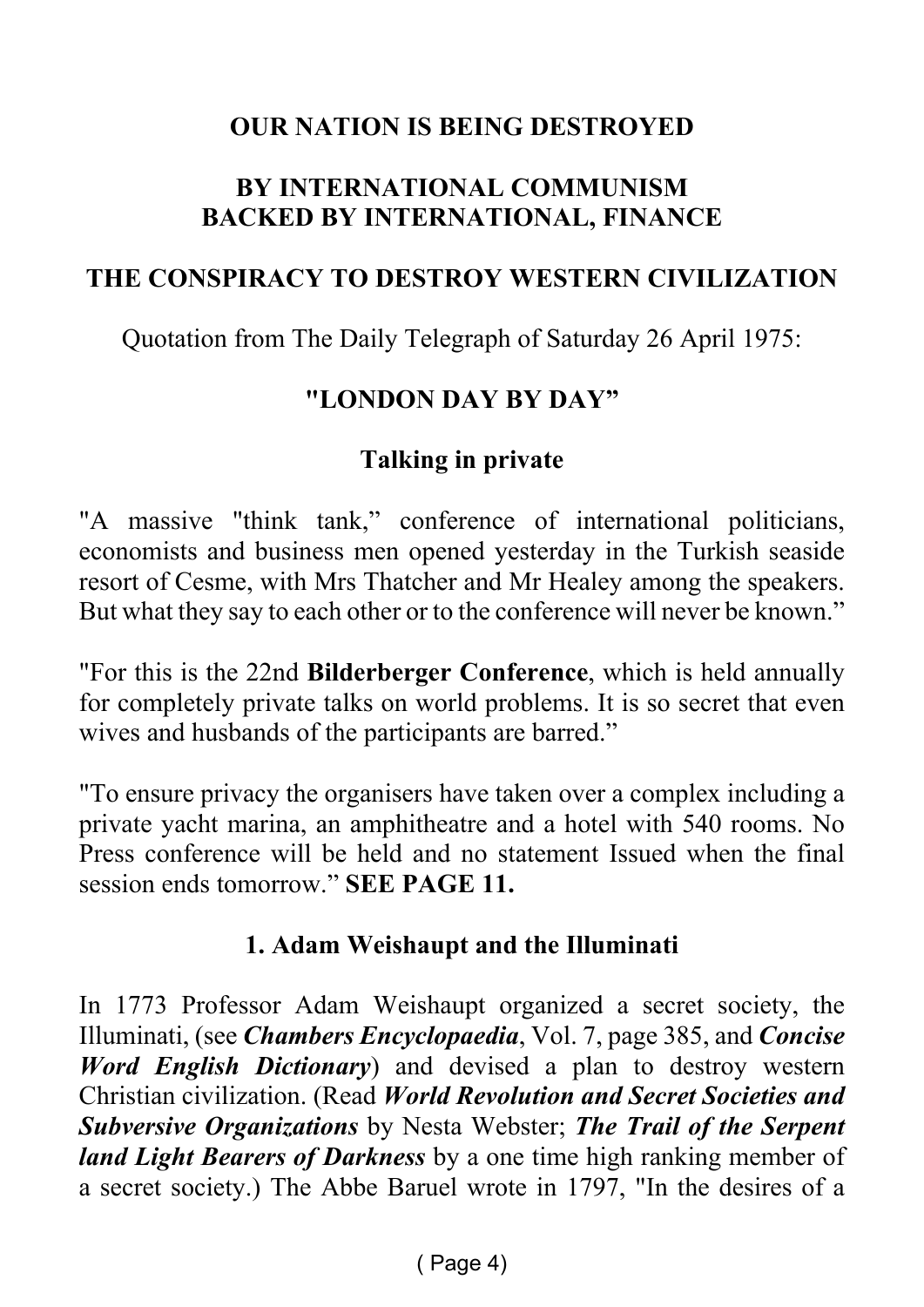**OUR NATION IS BEING DESTROYED**

**BY INTERNATIONAL COMMUNISM**
**BACKED BY INTERNATIONAL, FINANCE**

**THE CONSPIRACY TO DESTROY WESTERN CIVILIZATION**

Quotation from The Daily Telegraph of Saturday 26 April 1975:

**"LONDON DAY BY DAY"**

**Talking in private**

"A massive "think tank," conference of international politicians, economists and business men opened yesterday in the Turkish seaside resort of Cesme, with Mrs Thatcher and Mr Healey among the speakers. But what they say to each other or to the conference will never be known."

"For this is the 22nd **Bilderberger Conference**, which is held annually for completely private talks on world problems. It is so secret that even wives and husbands of the participants are barred."

"To ensure privacy the organisers have taken over a complex including a private yacht marina, an amphitheatre and a hotel with 540 rooms. No Press conference will be held and no statement Issued when the final session ends tomorrow." **SEE PAGE 11.**

**1. Adam Weishaupt and the Illuminati**

In 1773 Professor Adam Weishaupt organized a secret society, the Illuminati, (see ***Chambers Encyclopaedia***, Vol. 7, page 385, and ***Concise Word English Dictionary***) and devised a plan to destroy western Christian civilization. (Read ***World Revolution and Secret Societies and Subversive Organizations*** by Nesta Webster; ***The Trail of the Serpent land Light Bearers of Darkness*** by a one time high ranking member of a secret society.) The Abbe Baruel wrote in 1797, "In the desires of a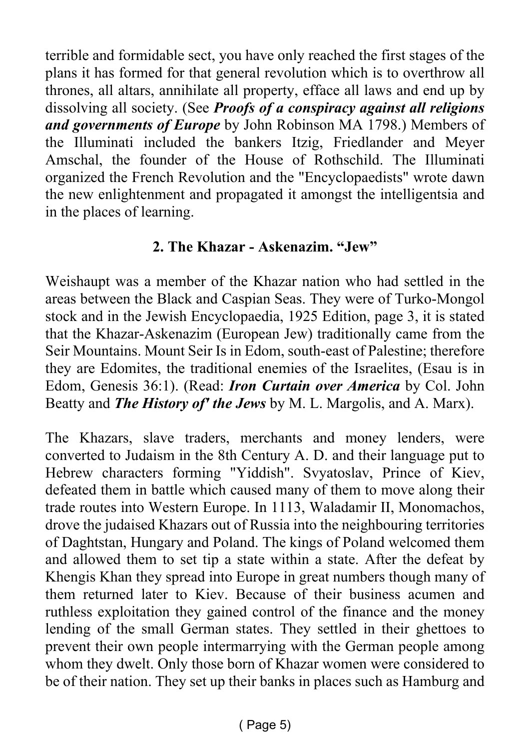terrible and formidable sect, you have only reached the first stages of the plans it has formed for that general revolution which is to overthrow all thrones, all altars, annihilate all property, efface all laws and end up by dissolving all society. (See ***Proofs of a conspiracy against all religions and governments of Europe*** by John Robinson MA 1798.) Members of the Illuminati included the bankers Itzig, Friedlander and Meyer Amschal, the founder of the House of Rothschild. The Illuminati organized the French Revolution and the "Encyclopaedists" wrote dawn the new enlightenment and propagated it amongst the intelligentsia and in the places of learning.

## 2. The Khazar - Askenazim. "Jew"

Weishaupt was a member of the Khazar nation who had settled in the areas between the Black and Caspian Seas. They were of Turko-Mongol stock and in the Jewish Encyclopaedia, 1925 Edition, page 3, it is stated that the Khazar-Askenazim (European Jew) traditionally came from the Seir Mountains. Mount Seir Is in Edom, south-east of Palestine; therefore they are Edomites, the traditional enemies of the Israelites, (Esau is in Edom, Genesis 36:1). (Read: ***Iron Curtain over America*** by Col. John Beatty and ***The History of' the Jews*** by M. L. Margolis, and A. Marx).

The Khazars, slave traders, merchants and money lenders, were converted to Judaism in the 8th Century A. D. and their language put to Hebrew characters forming "Yiddish". Svyatoslav, Prince of Kiev, defeated them in battle which caused many of them to move along their trade routes into Western Europe. In 1113, Waladamir II, Monomachos, drove the judaised Khazars out of Russia into the neighbouring territories of Daghtstan, Hungary and Poland. The kings of Poland welcomed them and allowed them to set tip a state within a state. After the defeat by Khengis Khan they spread into Europe in great numbers though many of them returned later to Kiev. Because of their business acumen and ruthless exploitation they gained control of the finance and the money lending of the small German states. They settled in their ghettoes to prevent their own people intermarrying with the German people among whom they dwelt. Only those born of Khazar women were considered to be of their nation. They set up their banks in places such as Hamburg and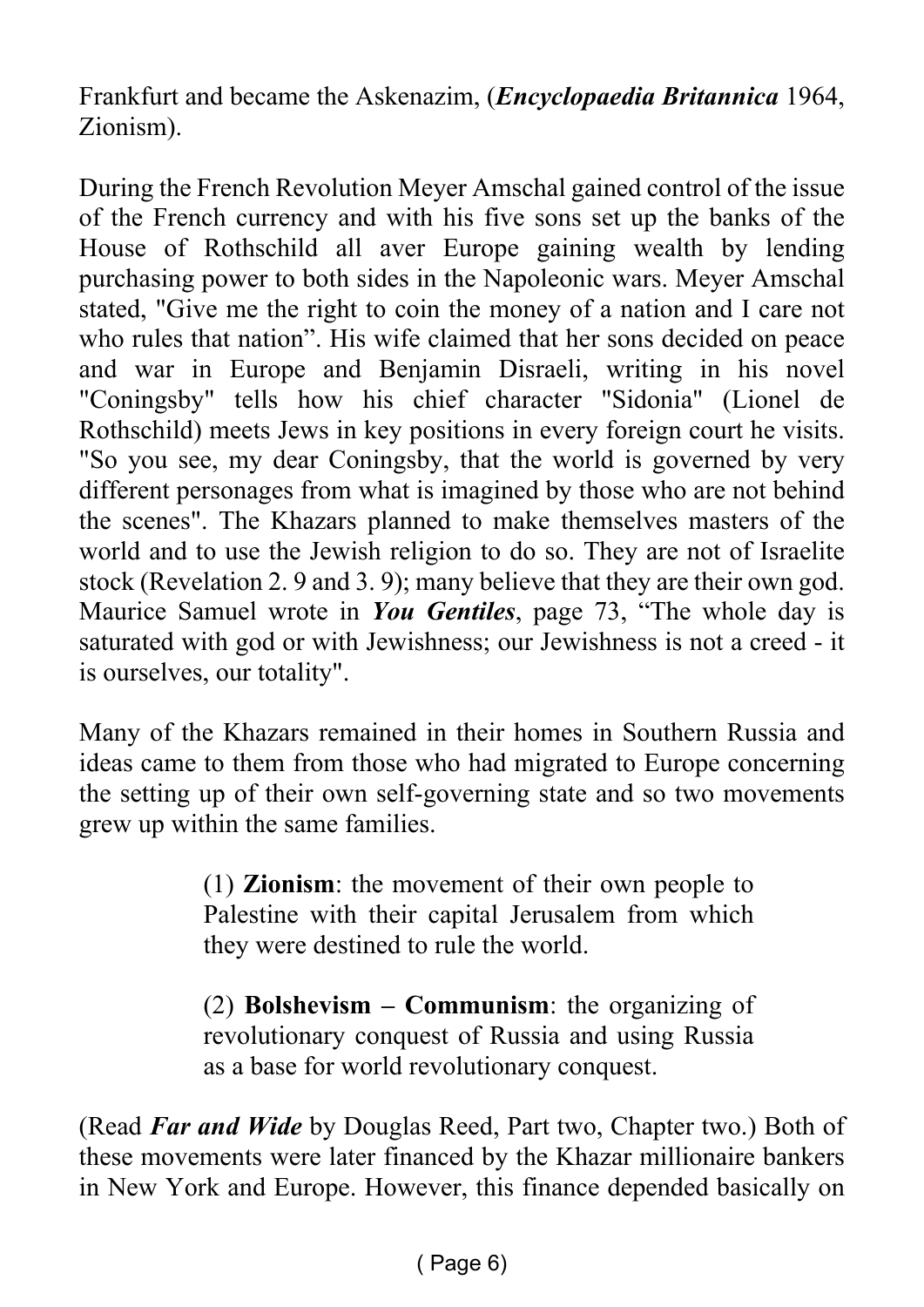Frankfurt and became the Askenazim, (***Encyclopaedia Britannica*** 1964, Zionism).

During the French Revolution Meyer Amschal gained control of the issue of the French currency and with his five sons set up the banks of the House of Rothschild all aver Europe gaining wealth by lending purchasing power to both sides in the Napoleonic wars. Meyer Amschal stated, "Give me the right to coin the money of a nation and I care not who rules that nation". His wife claimed that her sons decided on peace and war in Europe and Benjamin Disraeli, writing in his novel "Coningsby" tells how his chief character "Sidonia" (Lionel de Rothschild) meets Jews in key positions in every foreign court he visits. "So you see, my dear Coningsby, that the world is governed by very different personages from what is imagined by those who are not behind the scenes". The Khazars planned to make themselves masters of the world and to use the Jewish religion to do so. They are not of Israelite stock (Revelation 2. 9 and 3. 9); many believe that they are their own god. Maurice Samuel wrote in ***You Gentiles***, page 73, "The whole day is saturated with god or with Jewishness; our Jewishness is not a creed - it is ourselves, our totality".

Many of the Khazars remained in their homes in Southern Russia and ideas came to them from those who had migrated to Europe concerning the setting up of their own self-governing state and so two movements grew up within the same families.

> (1) **Zionism**: the movement of their own people to Palestine with their capital Jerusalem from which they were destined to rule the world.
>
> (2) **Bolshevism – Communism**: the organizing of revolutionary conquest of Russia and using Russia as a base for world revolutionary conquest.

(Read ***Far and Wide*** by Douglas Reed, Part two, Chapter two.) Both of these movements were later financed by the Khazar millionaire bankers in New York and Europe. However, this finance depended basically on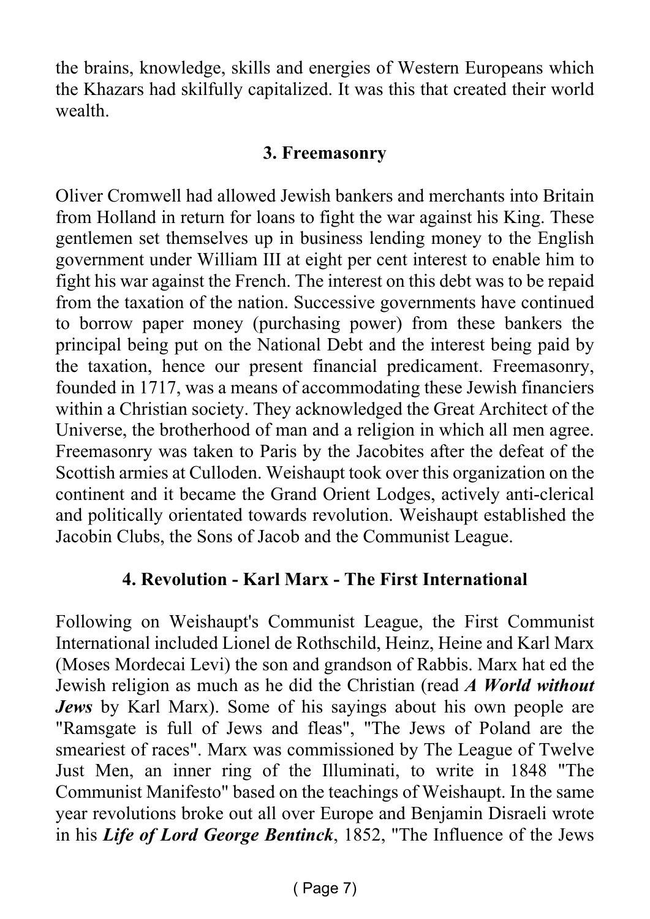the brains, knowledge, skills and energies of Western Europeans which the Khazars had skilfully capitalized. It was this that created their world wealth.

### 3. Freemasonry

Oliver Cromwell had allowed Jewish bankers and merchants into Britain from Holland in return for loans to fight the war against his King. These gentlemen set themselves up in business lending money to the English government under William III at eight per cent interest to enable him to fight his war against the French. The interest on this debt was to be repaid from the taxation of the nation. Successive governments have continued to borrow paper money (purchasing power) from these bankers the principal being put on the National Debt and the interest being paid by the taxation, hence our present financial predicament. Freemasonry, founded in 1717, was a means of accommodating these Jewish financiers within a Christian society. They acknowledged the Great Architect of the Universe, the brotherhood of man and a religion in which all men agree. Freemasonry was taken to Paris by the Jacobites after the defeat of the Scottish armies at Culloden. Weishaupt took over this organization on the continent and it became the Grand Orient Lodges, actively anti-clerical and politically orientated towards revolution. Weishaupt established the Jacobin Clubs, the Sons of Jacob and the Communist League.

### 4. Revolution - Karl Marx - The First International

Following on Weishaupt's Communist League, the First Communist International included Lionel de Rothschild, Heinz, Heine and Karl Marx (Moses Mordecai Levi) the son and grandson of Rabbis. Marx hat ed the Jewish religion as much as he did the Christian (read ***A World without Jews*** by Karl Marx). Some of his sayings about his own people are "Ramsgate is full of Jews and fleas", "The Jews of Poland are the smeariest of races". Marx was commissioned by The League of Twelve Just Men, an inner ring of the Illuminati, to write in 1848 "The Communist Manifesto" based on the teachings of Weishaupt. In the same year revolutions broke out all over Europe and Benjamin Disraeli wrote in his ***Life of Lord George Bentinck***, 1852, "The Influence of the Jews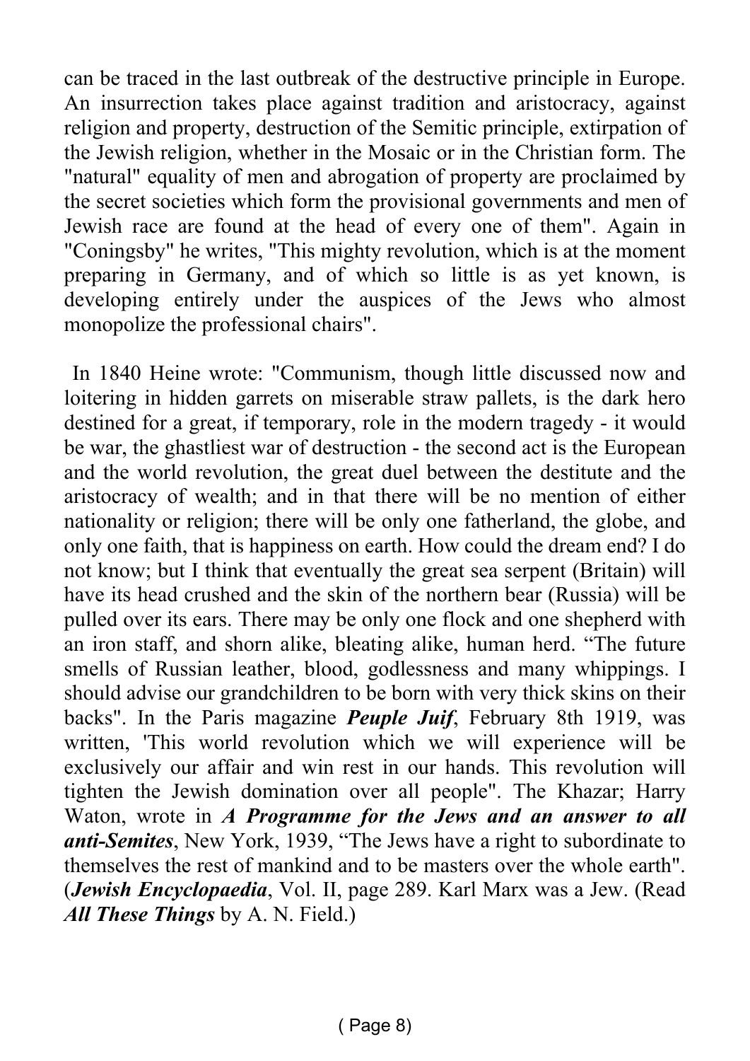can be traced in the last outbreak of the destructive principle in Europe. An insurrection takes place against tradition and aristocracy, against religion and property, destruction of the Semitic principle, extirpation of the Jewish religion, whether in the Mosaic or in the Christian form. The "natural" equality of men and abrogation of property are proclaimed by the secret societies which form the provisional governments and men of Jewish race are found at the head of every one of them". Again in "Coningsby" he writes, "This mighty revolution, which is at the moment preparing in Germany, and of which so little is as yet known, is developing entirely under the auspices of the Jews who almost monopolize the professional chairs".

In 1840 Heine wrote: "Communism, though little discussed now and loitering in hidden garrets on miserable straw pallets, is the dark hero destined for a great, if temporary, role in the modern tragedy - it would be war, the ghastliest war of destruction - the second act is the European and the world revolution, the great duel between the destitute and the aristocracy of wealth; and in that there will be no mention of either nationality or religion; there will be only one fatherland, the globe, and only one faith, that is happiness on earth. How could the dream end? I do not know; but I think that eventually the great sea serpent (Britain) will have its head crushed and the skin of the northern bear (Russia) will be pulled over its ears. There may be only one flock and one shepherd with an iron staff, and shorn alike, bleating alike, human herd. "The future smells of Russian leather, blood, godlessness and many whippings. I should advise our grandchildren to be born with very thick skins on their backs". In the Paris magazine ***Peuple Juif***, February 8th 1919, was written, 'This world revolution which we will experience will be exclusively our affair and win rest in our hands. This revolution will tighten the Jewish domination over all people". The Khazar; Harry Waton, wrote in ***A Programme for the Jews and an answer to all anti-Semites***, New York, 1939, "The Jews have a right to subordinate to themselves the rest of mankind and to be masters over the whole earth". (***Jewish Encyclopaedia***, Vol. II, page 289. Karl Marx was a Jew. (Read ***All These Things*** by A. N. Field.)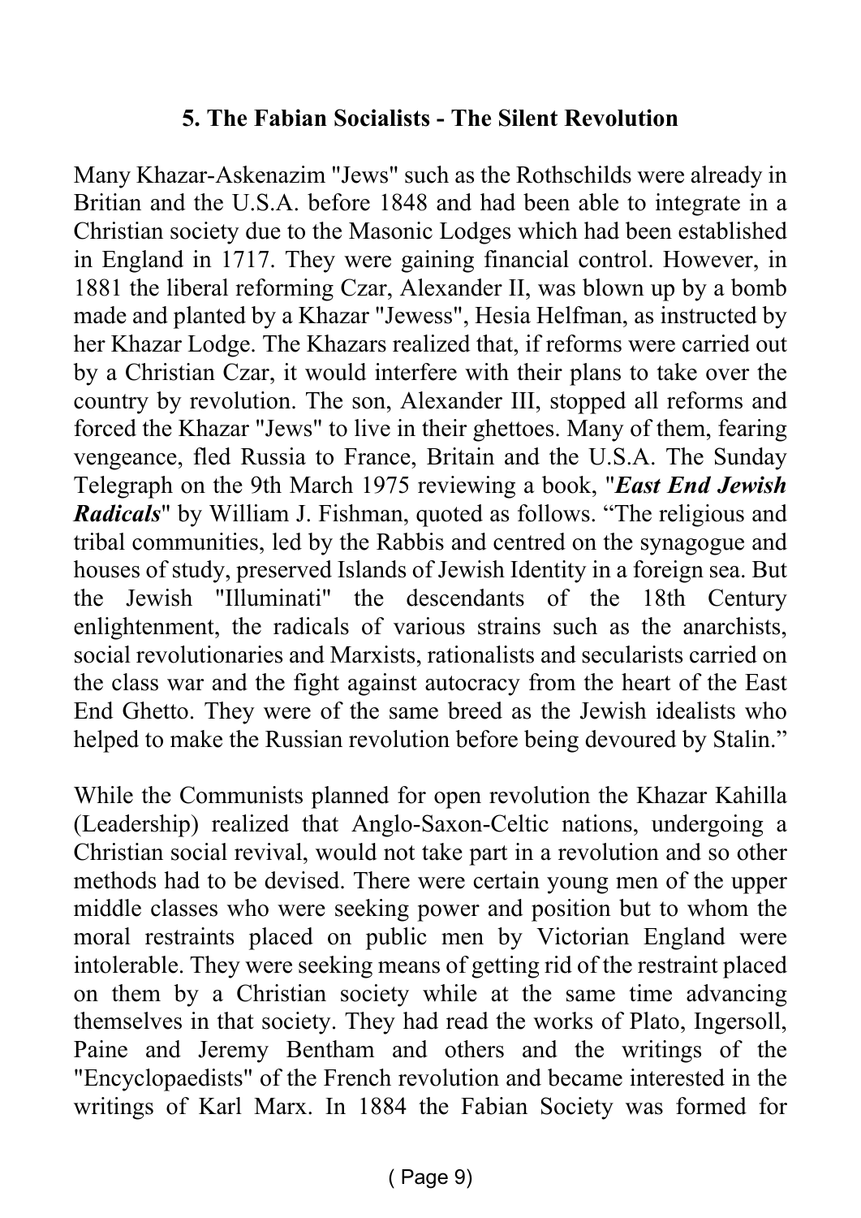**5. The Fabian Socialists - The Silent Revolution**

Many Khazar-Askenazim "Jews" such as the Rothschilds were already in Britian and the U.S.A. before 1848 and had been able to integrate in a Christian society due to the Masonic Lodges which had been established in England in 1717. They were gaining financial control. However, in 1881 the liberal reforming Czar, Alexander II, was blown up by a bomb made and planted by a Khazar "Jewess", Hesia Helfman, as instructed by her Khazar Lodge. The Khazars realized that, if reforms were carried out by a Christian Czar, it would interfere with their plans to take over the country by revolution. The son, Alexander III, stopped all reforms and forced the Khazar "Jews" to live in their ghettoes. Many of them, fearing vengeance, fled Russia to France, Britain and the U.S.A. The Sunday Telegraph on the 9th March 1975 reviewing a book, "***East End Jewish Radicals***" by William J. Fishman, quoted as follows. "The religious and tribal communities, led by the Rabbis and centred on the synagogue and houses of study, preserved Islands of Jewish Identity in a foreign sea. But the Jewish "Illuminati" the descendants of the 18th Century enlightenment, the radicals of various strains such as the anarchists, social revolutionaries and Marxists, rationalists and secularists carried on the class war and the fight against autocracy from the heart of the East End Ghetto. They were of the same breed as the Jewish idealists who helped to make the Russian revolution before being devoured by Stalin."

While the Communists planned for open revolution the Khazar Kahilla (Leadership) realized that Anglo-Saxon-Celtic nations, undergoing a Christian social revival, would not take part in a revolution and so other methods had to be devised. There were certain young men of the upper middle classes who were seeking power and position but to whom the moral restraints placed on public men by Victorian England were intolerable. They were seeking means of getting rid of the restraint placed on them by a Christian society while at the same time advancing themselves in that society. They had read the works of Plato, Ingersoll, Paine and Jeremy Bentham and others and the writings of the "Encyclopaedists" of the French revolution and became interested in the writings of Karl Marx. In 1884 the Fabian Society was formed for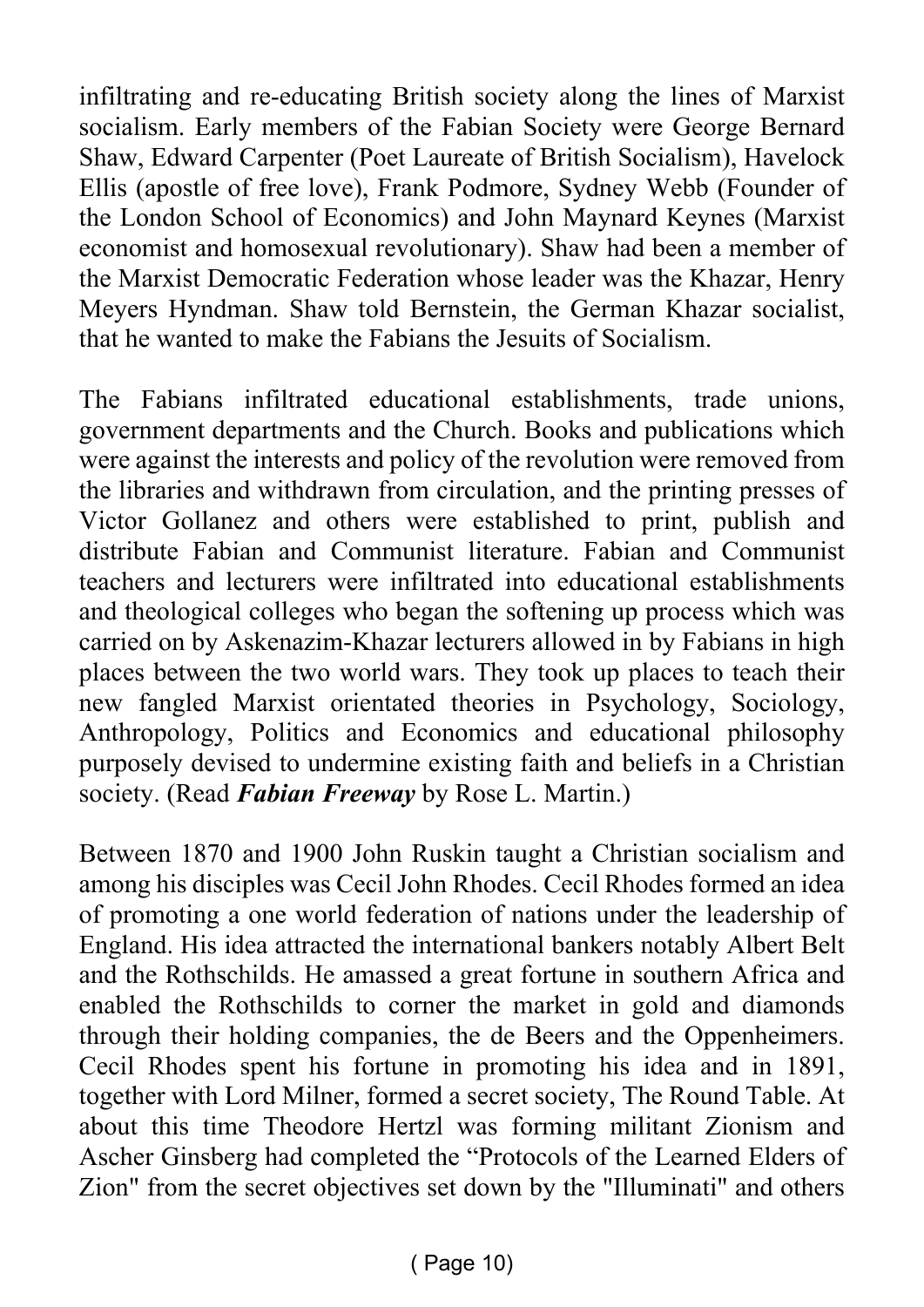infiltrating and re-educating British society along the lines of Marxist socialism. Early members of the Fabian Society were George Bernard Shaw, Edward Carpenter (Poet Laureate of British Socialism), Havelock Ellis (apostle of free love), Frank Podmore, Sydney Webb (Founder of the London School of Economics) and John Maynard Keynes (Marxist economist and homosexual revolutionary). Shaw had been a member of the Marxist Democratic Federation whose leader was the Khazar, Henry Meyers Hyndman. Shaw told Bernstein, the German Khazar socialist, that he wanted to make the Fabians the Jesuits of Socialism.

The Fabians infiltrated educational establishments, trade unions, government departments and the Church. Books and publications which were against the interests and policy of the revolution were removed from the libraries and withdrawn from circulation, and the printing presses of Victor Gollanez and others were established to print, publish and distribute Fabian and Communist literature. Fabian and Communist teachers and lecturers were infiltrated into educational establishments and theological colleges who began the softening up process which was carried on by Askenazim-Khazar lecturers allowed in by Fabians in high places between the two world wars. They took up places to teach their new fangled Marxist orientated theories in Psychology, Sociology, Anthropology, Politics and Economics and educational philosophy purposely devised to undermine existing faith and beliefs in a Christian society. (Read ***Fabian Freeway*** by Rose L. Martin.)

Between 1870 and 1900 John Ruskin taught a Christian socialism and among his disciples was Cecil John Rhodes. Cecil Rhodes formed an idea of promoting a one world federation of nations under the leadership of England. His idea attracted the international bankers notably Albert Belt and the Rothschilds. He amassed a great fortune in southern Africa and enabled the Rothschilds to corner the market in gold and diamonds through their holding companies, the de Beers and the Oppenheimers. Cecil Rhodes spent his fortune in promoting his idea and in 1891, together with Lord Milner, formed a secret society, The Round Table. At about this time Theodore Hertzl was forming militant Zionism and Ascher Ginsberg had completed the "Protocols of the Learned Elders of Zion" from the secret objectives set down by the "Illuminati" and others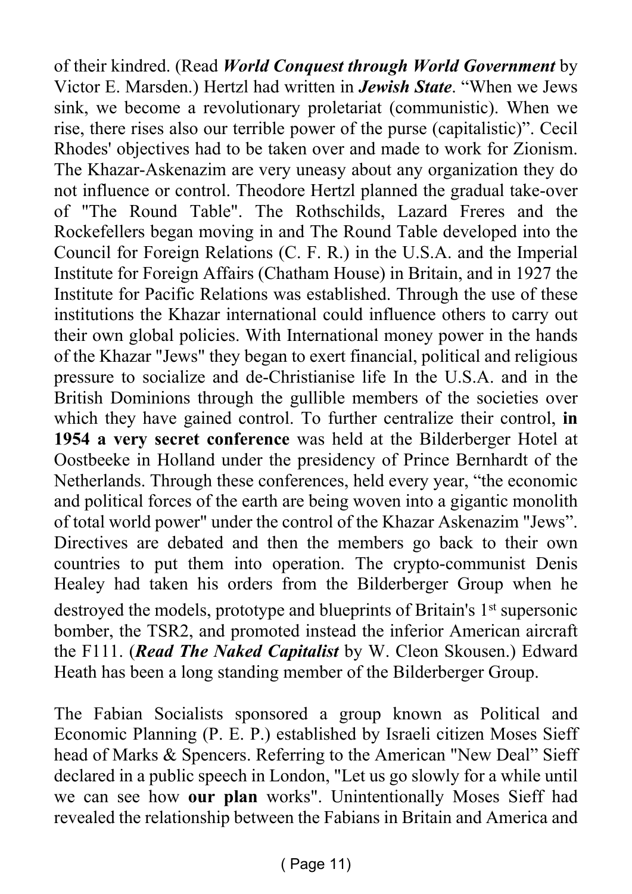of their kindred. (Read ***World Conquest through World Government*** by Victor E. Marsden.) Hertzl had written in ***Jewish State***. “When we Jews sink, we become a revolutionary proletariat (communistic). When we rise, there rises also our terrible power of the purse (capitalistic)”. Cecil Rhodes' objectives had to be taken over and made to work for Zionism. The Khazar-Askenazim are very uneasy about any organization they do not influence or control. Theodore Hertzl planned the gradual take-over of "The Round Table". The Rothschilds, Lazard Freres and the Rockefellers began moving in and The Round Table developed into the Council for Foreign Relations (C. F. R.) in the U.S.A. and the Imperial Institute for Foreign Affairs (Chatham House) in Britain, and in 1927 the Institute for Pacific Relations was established. Through the use of these institutions the Khazar international could influence others to carry out their own global policies. With International money power in the hands of the Khazar "Jews" they began to exert financial, political and religious pressure to socialize and de-Christianise life In the U.S.A. and in the British Dominions through the gullible members of the societies over which they have gained control. To further centralize their control, **in 1954 a very secret conference** was held at the Bilderberger Hotel at Oostbeeke in Holland under the presidency of Prince Bernhardt of the Netherlands. Through these conferences, held every year, “the economic and political forces of the earth are being woven into a gigantic monolith of total world power" under the control of the Khazar Askenazim "Jews”. Directives are debated and then the members go back to their own countries to put them into operation. The crypto-communist Denis Healey had taken his orders from the Bilderberger Group when he destroyed the models, prototype and blueprints of Britain's 1st supersonic bomber, the TSR2, and promoted instead the inferior American aircraft the F111. (***Read The Naked Capitalist*** by W. Cleon Skousen.) Edward Heath has been a long standing member of the Bilderberger Group.

The Fabian Socialists sponsored a group known as Political and Economic Planning (P. E. P.) established by Israeli citizen Moses Sieff head of Marks & Spencers. Referring to the American "New Deal” Sieff declared in a public speech in London, "Let us go slowly for a while until we can see how **our plan** works". Unintentionally Moses Sieff had revealed the relationship between the Fabians in Britain and America and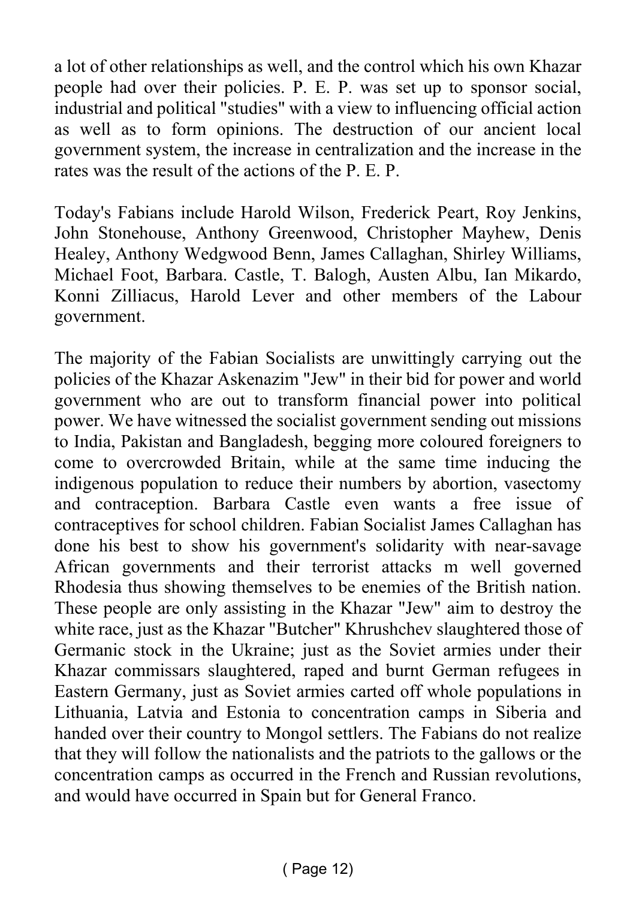a lot of other relationships as well, and the control which his own Khazar people had over their policies. P. E. P. was set up to sponsor social, industrial and political "studies" with a view to influencing official action as well as to form opinions. The destruction of our ancient local government system, the increase in centralization and the increase in the rates was the result of the actions of the P. E. P.

Today's Fabians include Harold Wilson, Frederick Peart, Roy Jenkins, John Stonehouse, Anthony Greenwood, Christopher Mayhew, Denis Healey, Anthony Wedgwood Benn, James Callaghan, Shirley Williams, Michael Foot, Barbara. Castle, T. Balogh, Austen Albu, Ian Mikardo, Konni Zilliacus, Harold Lever and other members of the Labour government.

The majority of the Fabian Socialists are unwittingly carrying out the policies of the Khazar Askenazim "Jew" in their bid for power and world government who are out to transform financial power into political power. We have witnessed the socialist government sending out missions to India, Pakistan and Bangladesh, begging more coloured foreigners to come to overcrowded Britain, while at the same time inducing the indigenous population to reduce their numbers by abortion, vasectomy and contraception. Barbara Castle even wants a free issue of contraceptives for school children. Fabian Socialist James Callaghan has done his best to show his government's solidarity with near-savage African governments and their terrorist attacks m well governed Rhodesia thus showing themselves to be enemies of the British nation. These people are only assisting in the Khazar "Jew" aim to destroy the white race, just as the Khazar "Butcher" Khrushchev slaughtered those of Germanic stock in the Ukraine; just as the Soviet armies under their Khazar commissars slaughtered, raped and burnt German refugees in Eastern Germany, just as Soviet armies carted off whole populations in Lithuania, Latvia and Estonia to concentration camps in Siberia and handed over their country to Mongol settlers. The Fabians do not realize that they will follow the nationalists and the patriots to the gallows or the concentration camps as occurred in the French and Russian revolutions, and would have occurred in Spain but for General Franco.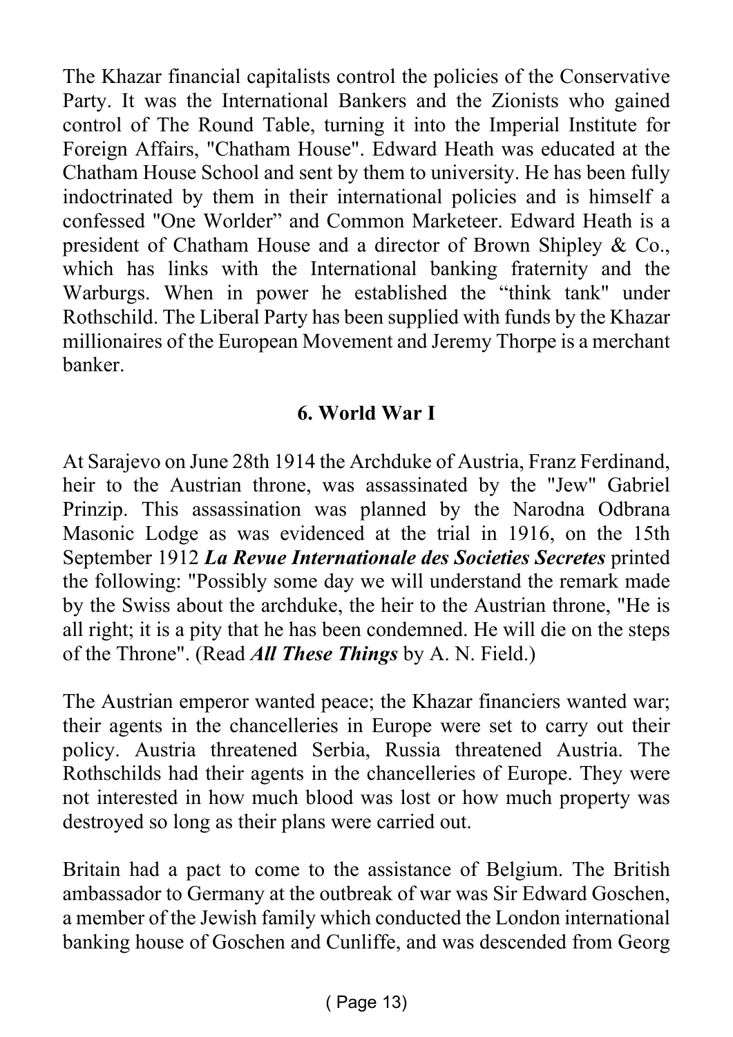The Khazar financial capitalists control the policies of the Conservative Party. It was the International Bankers and the Zionists who gained control of The Round Table, turning it into the Imperial Institute for Foreign Affairs, "Chatham House". Edward Heath was educated at the Chatham House School and sent by them to university. He has been fully indoctrinated by them in their international policies and is himself a confessed "One Worlder" and Common Marketeer. Edward Heath is a president of Chatham House and a director of Brown Shipley & Co., which has links with the International banking fraternity and the Warburgs. When in power he established the "think tank" under Rothschild. The Liberal Party has been supplied with funds by the Khazar millionaires of the European Movement and Jeremy Thorpe is a merchant banker.

## 6. World War I

At Sarajevo on June 28th 1914 the Archduke of Austria, Franz Ferdinand, heir to the Austrian throne, was assassinated by the "Jew" Gabriel Prinzip. This assassination was planned by the Narodna Odbrana Masonic Lodge as was evidenced at the trial in 1916, on the 15th September 1912 ***La Revue Internationale des Societies Secretes*** printed the following: "Possibly some day we will understand the remark made by the Swiss about the archduke, the heir to the Austrian throne, "He is all right; it is a pity that he has been condemned. He will die on the steps of the Throne". (Read ***All These Things*** by A. N. Field.)

The Austrian emperor wanted peace; the Khazar financiers wanted war; their agents in the chancelleries in Europe were set to carry out their policy. Austria threatened Serbia, Russia threatened Austria. The Rothschilds had their agents in the chancelleries of Europe. They were not interested in how much blood was lost or how much property was destroyed so long as their plans were carried out.

Britain had a pact to come to the assistance of Belgium. The British ambassador to Germany at the outbreak of war was Sir Edward Goschen, a member of the Jewish family which conducted the London international banking house of Goschen and Cunliffe, and was descended from Georg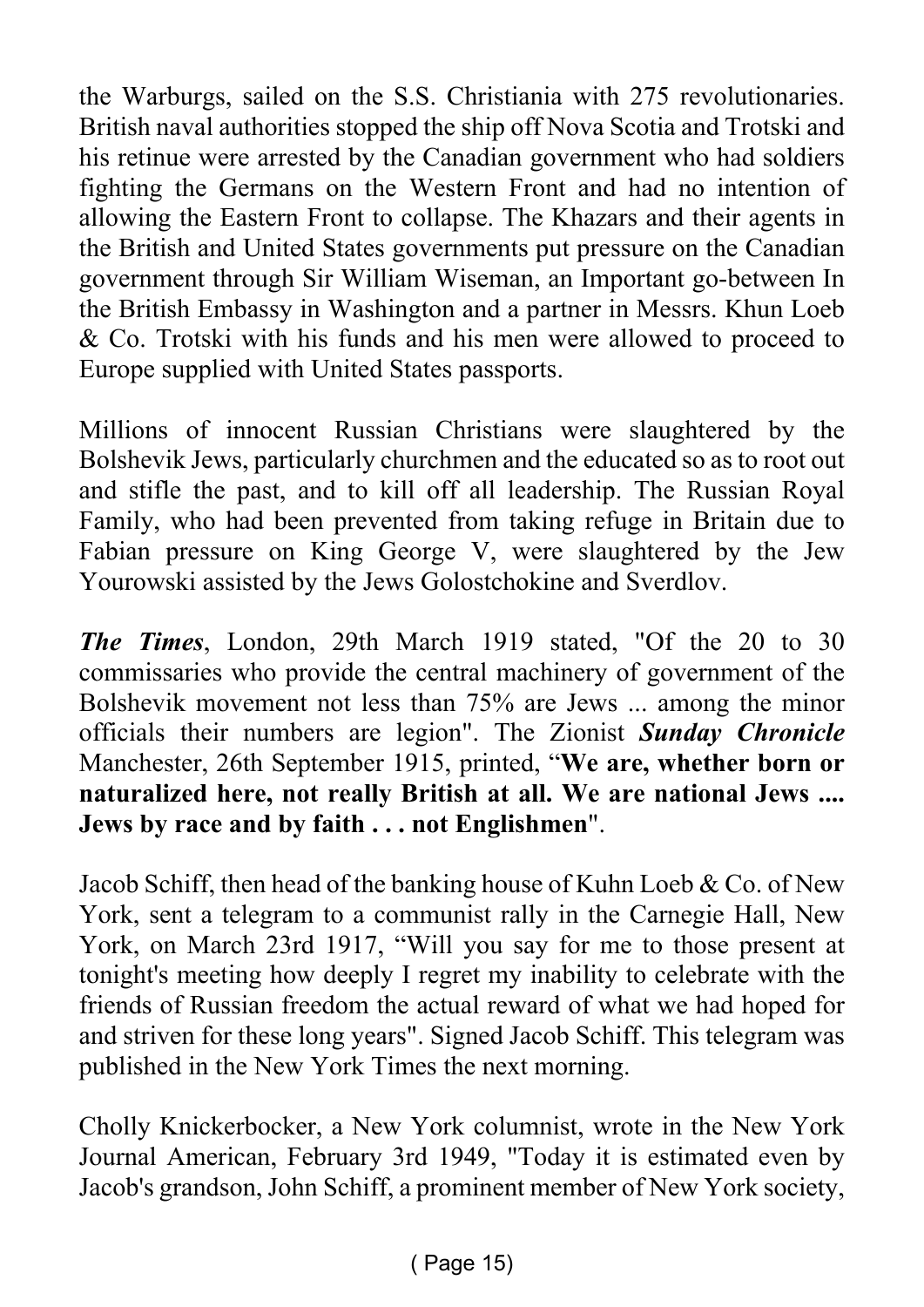the Warburgs, sailed on the S.S. Christiania with 275 revolutionaries. British naval authorities stopped the ship off Nova Scotia and Trotski and his retinue were arrested by the Canadian government who had soldiers fighting the Germans on the Western Front and had no intention of allowing the Eastern Front to collapse. The Khazars and their agents in the British and United States governments put pressure on the Canadian government through Sir William Wiseman, an Important go-between In the British Embassy in Washington and a partner in Messrs. Khun Loeb & Co. Trotski with his funds and his men were allowed to proceed to Europe supplied with United States passports.

Millions of innocent Russian Christians were slaughtered by the Bolshevik Jews, particularly churchmen and the educated so as to root out and stifle the past, and to kill off all leadership. The Russian Royal Family, who had been prevented from taking refuge in Britain due to Fabian pressure on King George V, were slaughtered by the Jew Yourowski assisted by the Jews Golostchokine and Sverdlov.

***The Times***, London, 29th March 1919 stated, "Of the 20 to 30 commissaries who provide the central machinery of government of the Bolshevik movement not less than 75% are Jews ... among the minor officials their numbers are legion". The Zionist ***Sunday Chronicle*** Manchester, 26th September 1915, printed, "**We are, whether born or naturalized here, not really British at all. We are national Jews .... Jews by race and by faith . . . not Englishmen**".

Jacob Schiff, then head of the banking house of Kuhn Loeb & Co. of New York, sent a telegram to a communist rally in the Carnegie Hall, New York, on March 23rd 1917, "Will you say for me to those present at tonight's meeting how deeply I regret my inability to celebrate with the friends of Russian freedom the actual reward of what we had hoped for and striven for these long years". Signed Jacob Schiff. This telegram was published in the New York Times the next morning.

Cholly Knickerbocker, a New York columnist, wrote in the New York Journal American, February 3rd 1949, "Today it is estimated even by Jacob's grandson, John Schiff, a prominent member of New York society,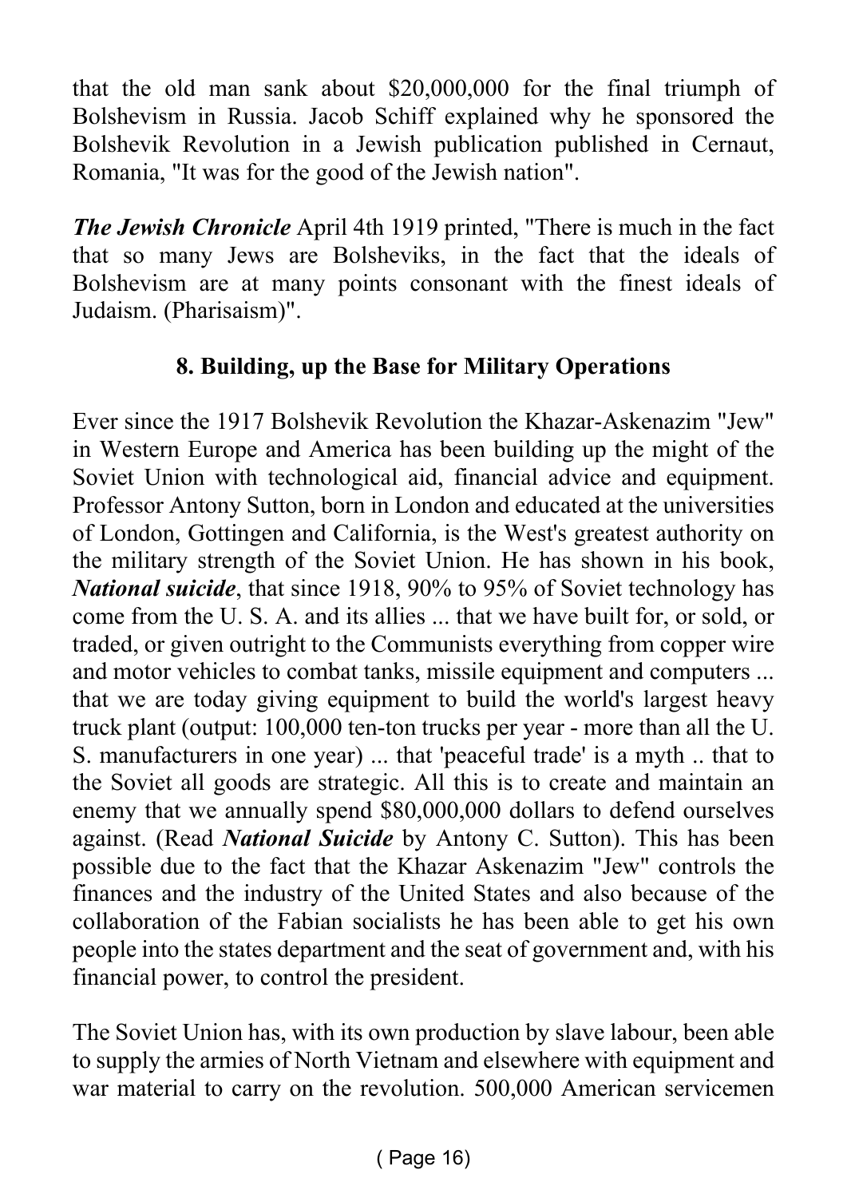that the old man sank about $20,000,000 for the final triumph of Bolshevism in Russia. Jacob Schiff explained why he sponsored the Bolshevik Revolution in a Jewish publication published in Cernaut, Romania, "It was for the good of the Jewish nation".

***The Jewish Chronicle*** April 4th 1919 printed, "There is much in the fact that so many Jews are Bolsheviks, in the fact that the ideals of Bolshevism are at many points consonant with the finest ideals of Judaism. (Pharisaism)".

### 8. Building, up the Base for Military Operations

Ever since the 1917 Bolshevik Revolution the Khazar-Askenazim "Jew" in Western Europe and America has been building up the might of the Soviet Union with technological aid, financial advice and equipment. Professor Antony Sutton, born in London and educated at the universities of London, Gottingen and California, is the West's greatest authority on the military strength of the Soviet Union. He has shown in his book, ***National suicide***, that since 1918, 90% to 95% of Soviet technology has come from the U. S. A. and its allies ... that we have built for, or sold, or traded, or given outright to the Communists everything from copper wire and motor vehicles to combat tanks, missile equipment and computers ... that we are today giving equipment to build the world's largest heavy truck plant (output: 100,000 ten-ton trucks per year - more than all the U. S. manufacturers in one year) ... that 'peaceful trade' is a myth .. that to the Soviet all goods are strategic. All this is to create and maintain an enemy that we annually spend $80,000,000 dollars to defend ourselves against. (Read ***National Suicide*** by Antony C. Sutton). This has been possible due to the fact that the Khazar Askenazim "Jew" controls the finances and the industry of the United States and also because of the collaboration of the Fabian socialists he has been able to get his own people into the states department and the seat of government and, with his financial power, to control the president.

The Soviet Union has, with its own production by slave labour, been able to supply the armies of North Vietnam and elsewhere with equipment and war material to carry on the revolution. 500,000 American servicemen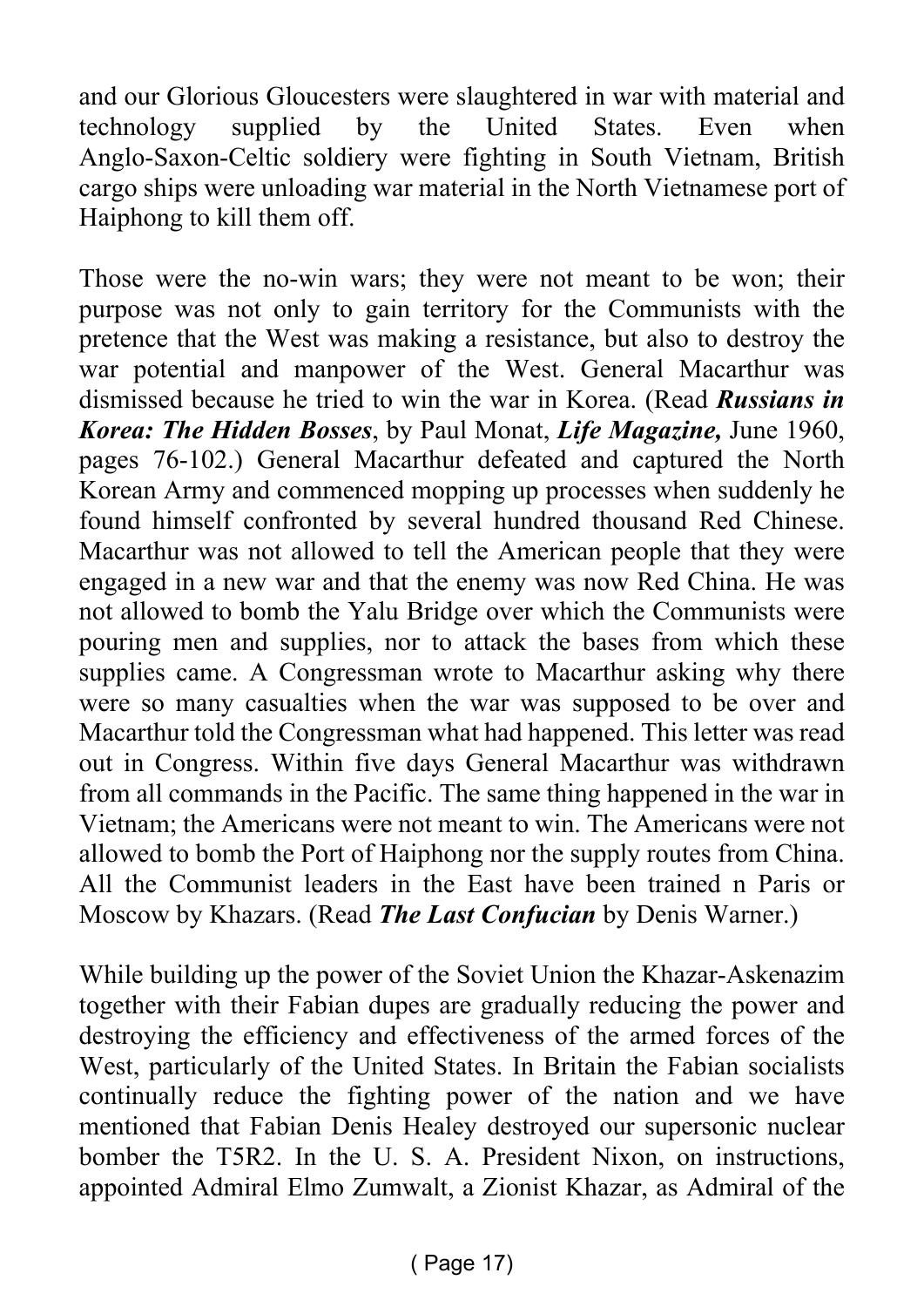and our Glorious Gloucesters were slaughtered in war with material and technology supplied by the United States. Even when Anglo-Saxon-Celtic soldiery were fighting in South Vietnam, British cargo ships were unloading war material in the North Vietnamese port of Haiphong to kill them off.

Those were the no-win wars; they were not meant to be won; their purpose was not only to gain territory for the Communists with the pretence that the West was making a resistance, but also to destroy the war potential and manpower of the West. General Macarthur was dismissed because he tried to win the war in Korea. (Read ***Russians in Korea: The Hidden Bosses***, by Paul Monat, ***Life Magazine,*** June 1960, pages 76-102.) General Macarthur defeated and captured the North Korean Army and commenced mopping up processes when suddenly he found himself confronted by several hundred thousand Red Chinese. Macarthur was not allowed to tell the American people that they were engaged in a new war and that the enemy was now Red China. He was not allowed to bomb the Yalu Bridge over which the Communists were pouring men and supplies, nor to attack the bases from which these supplies came. A Congressman wrote to Macarthur asking why there were so many casualties when the war was supposed to be over and Macarthur told the Congressman what had happened. This letter was read out in Congress. Within five days General Macarthur was withdrawn from all commands in the Pacific. The same thing happened in the war in Vietnam; the Americans were not meant to win. The Americans were not allowed to bomb the Port of Haiphong nor the supply routes from China. All the Communist leaders in the East have been trained n Paris or Moscow by Khazars. (Read ***The Last Confucian*** by Denis Warner.)

While building up the power of the Soviet Union the Khazar-Askenazim together with their Fabian dupes are gradually reducing the power and destroying the efficiency and effectiveness of the armed forces of the West, particularly of the United States. In Britain the Fabian socialists continually reduce the fighting power of the nation and we have mentioned that Fabian Denis Healey destroyed our supersonic nuclear bomber the T5R2. In the U. S. A. President Nixon, on instructions, appointed Admiral Elmo Zumwalt, a Zionist Khazar, as Admiral of the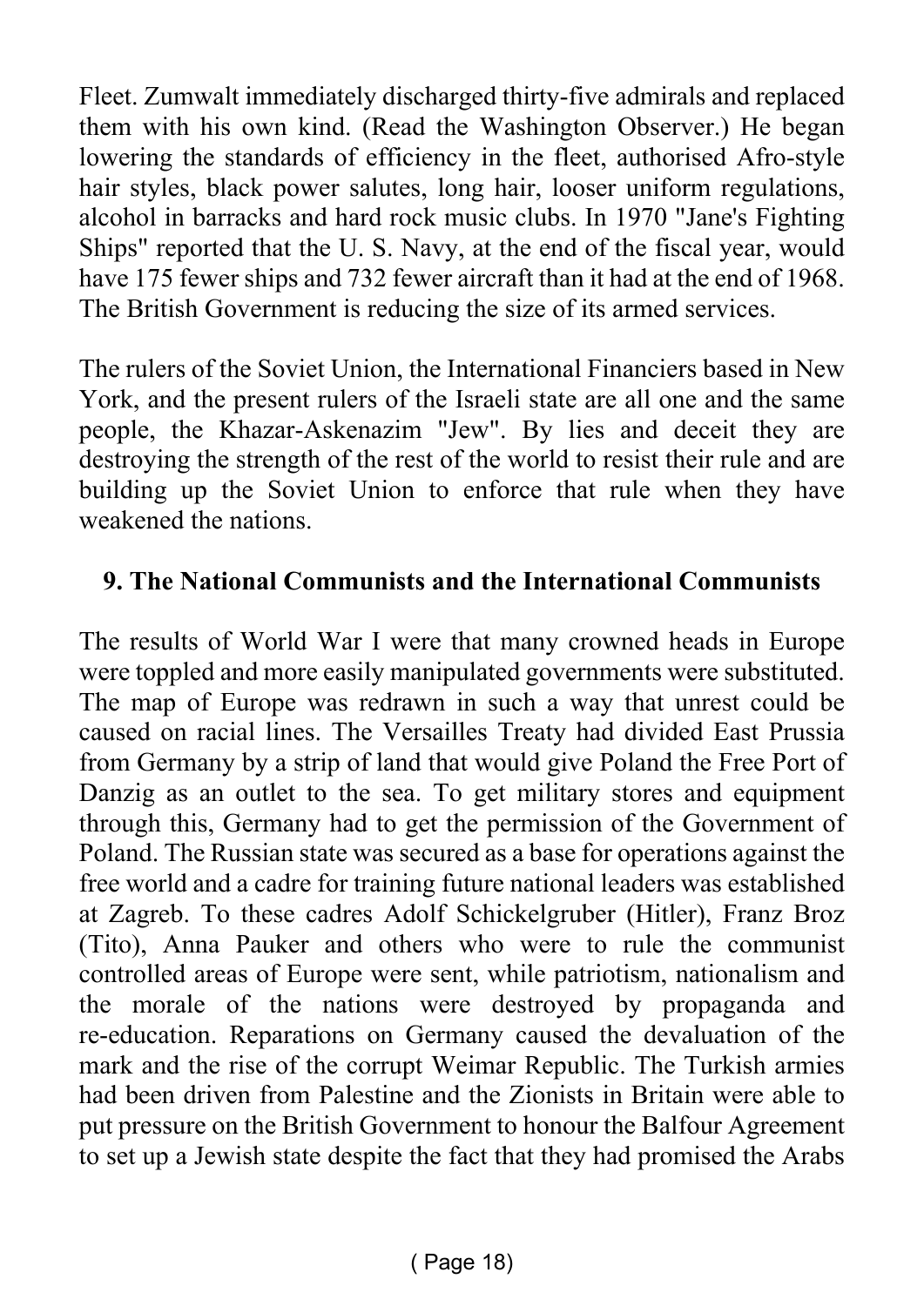Fleet. Zumwalt immediately discharged thirty-five admirals and replaced them with his own kind. (Read the Washington Observer.) He began lowering the standards of efficiency in the fleet, authorised Afro-style hair styles, black power salutes, long hair, looser uniform regulations, alcohol in barracks and hard rock music clubs. In 1970 "Jane's Fighting Ships" reported that the U. S. Navy, at the end of the fiscal year, would have 175 fewer ships and 732 fewer aircraft than it had at the end of 1968. The British Government is reducing the size of its armed services.

The rulers of the Soviet Union, the International Financiers based in New York, and the present rulers of the Israeli state are all one and the same people, the Khazar-Askenazim "Jew". By lies and deceit they are destroying the strength of the rest of the world to resist their rule and are building up the Soviet Union to enforce that rule when they have weakened the nations.

## 9. The National Communists and the International Communists

The results of World War I were that many crowned heads in Europe were toppled and more easily manipulated governments were substituted. The map of Europe was redrawn in such a way that unrest could be caused on racial lines. The Versailles Treaty had divided East Prussia from Germany by a strip of land that would give Poland the Free Port of Danzig as an outlet to the sea. To get military stores and equipment through this, Germany had to get the permission of the Government of Poland. The Russian state was secured as a base for operations against the free world and a cadre for training future national leaders was established at Zagreb. To these cadres Adolf Schickelgruber (Hitler), Franz Broz (Tito), Anna Pauker and others who were to rule the communist controlled areas of Europe were sent, while patriotism, nationalism and the morale of the nations were destroyed by propaganda and re-education. Reparations on Germany caused the devaluation of the mark and the rise of the corrupt Weimar Republic. The Turkish armies had been driven from Palestine and the Zionists in Britain were able to put pressure on the British Government to honour the Balfour Agreement to set up a Jewish state despite the fact that they had promised the Arabs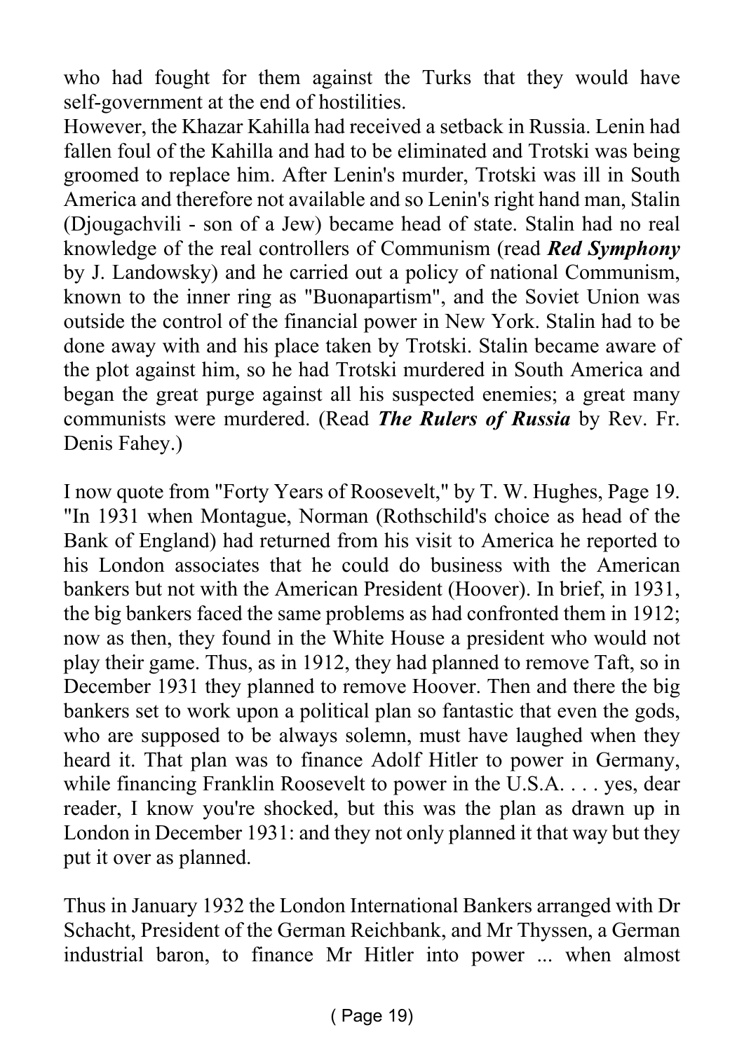who had fought for them against the Turks that they would have self-government at the end of hostilities.

However, the Khazar Kahilla had received a setback in Russia. Lenin had fallen foul of the Kahilla and had to be eliminated and Trotski was being groomed to replace him. After Lenin's murder, Trotski was ill in South America and therefore not available and so Lenin's right hand man, Stalin (Djougachvili - son of a Jew) became head of state. Stalin had no real knowledge of the real controllers of Communism (read ***Red Symphony*** by J. Landowsky) and he carried out a policy of national Communism, known to the inner ring as "Buonapartism", and the Soviet Union was outside the control of the financial power in New York. Stalin had to be done away with and his place taken by Trotski. Stalin became aware of the plot against him, so he had Trotski murdered in South America and began the great purge against all his suspected enemies; a great many communists were murdered. (Read ***The Rulers of Russia*** by Rev. Fr. Denis Fahey.)

I now quote from "Forty Years of Roosevelt," by T. W. Hughes, Page 19. "In 1931 when Montague, Norman (Rothschild's choice as head of the Bank of England) had returned from his visit to America he reported to his London associates that he could do business with the American bankers but not with the American President (Hoover). In brief, in 1931, the big bankers faced the same problems as had confronted them in 1912; now as then, they found in the White House a president who would not play their game. Thus, as in 1912, they had planned to remove Taft, so in December 1931 they planned to remove Hoover. Then and there the big bankers set to work upon a political plan so fantastic that even the gods, who are supposed to be always solemn, must have laughed when they heard it. That plan was to finance Adolf Hitler to power in Germany, while financing Franklin Roosevelt to power in the U.S.A. . . . yes, dear reader, I know you're shocked, but this was the plan as drawn up in London in December 1931: and they not only planned it that way but they put it over as planned.

Thus in January 1932 the London International Bankers arranged with Dr Schacht, President of the German Reichbank, and Mr Thyssen, a German industrial baron, to finance Mr Hitler into power ... when almost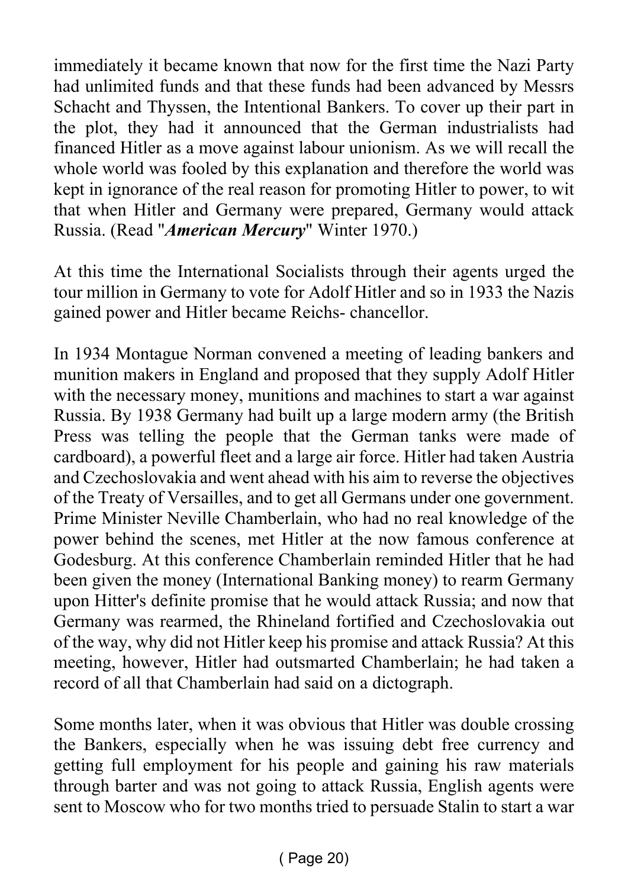immediately it became known that now for the first time the Nazi Party had unlimited funds and that these funds had been advanced by Messrs Schacht and Thyssen, the Intentional Bankers. To cover up their part in the plot, they had it announced that the German industrialists had financed Hitler as a move against labour unionism. As we will recall the whole world was fooled by this explanation and therefore the world was kept in ignorance of the real reason for promoting Hitler to power, to wit that when Hitler and Germany were prepared, Germany would attack Russia. (Read "***American Mercury***" Winter 1970.)

At this time the International Socialists through their agents urged the tour million in Germany to vote for Adolf Hitler and so in 1933 the Nazis gained power and Hitler became Reichs- chancellor.

In 1934 Montague Norman convened a meeting of leading bankers and munition makers in England and proposed that they supply Adolf Hitler with the necessary money, munitions and machines to start a war against Russia. By 1938 Germany had built up a large modern army (the British Press was telling the people that the German tanks were made of cardboard), a powerful fleet and a large air force. Hitler had taken Austria and Czechoslovakia and went ahead with his aim to reverse the objectives of the Treaty of Versailles, and to get all Germans under one government. Prime Minister Neville Chamberlain, who had no real knowledge of the power behind the scenes, met Hitler at the now famous conference at Godesburg. At this conference Chamberlain reminded Hitler that he had been given the money (International Banking money) to rearm Germany upon Hitter's definite promise that he would attack Russia; and now that Germany was rearmed, the Rhineland fortified and Czechoslovakia out of the way, why did not Hitler keep his promise and attack Russia? At this meeting, however, Hitler had outsmarted Chamberlain; he had taken a record of all that Chamberlain had said on a dictograph.

Some months later, when it was obvious that Hitler was double crossing the Bankers, especially when he was issuing debt free currency and getting full employment for his people and gaining his raw materials through barter and was not going to attack Russia, English agents were sent to Moscow who for two months tried to persuade Stalin to start a war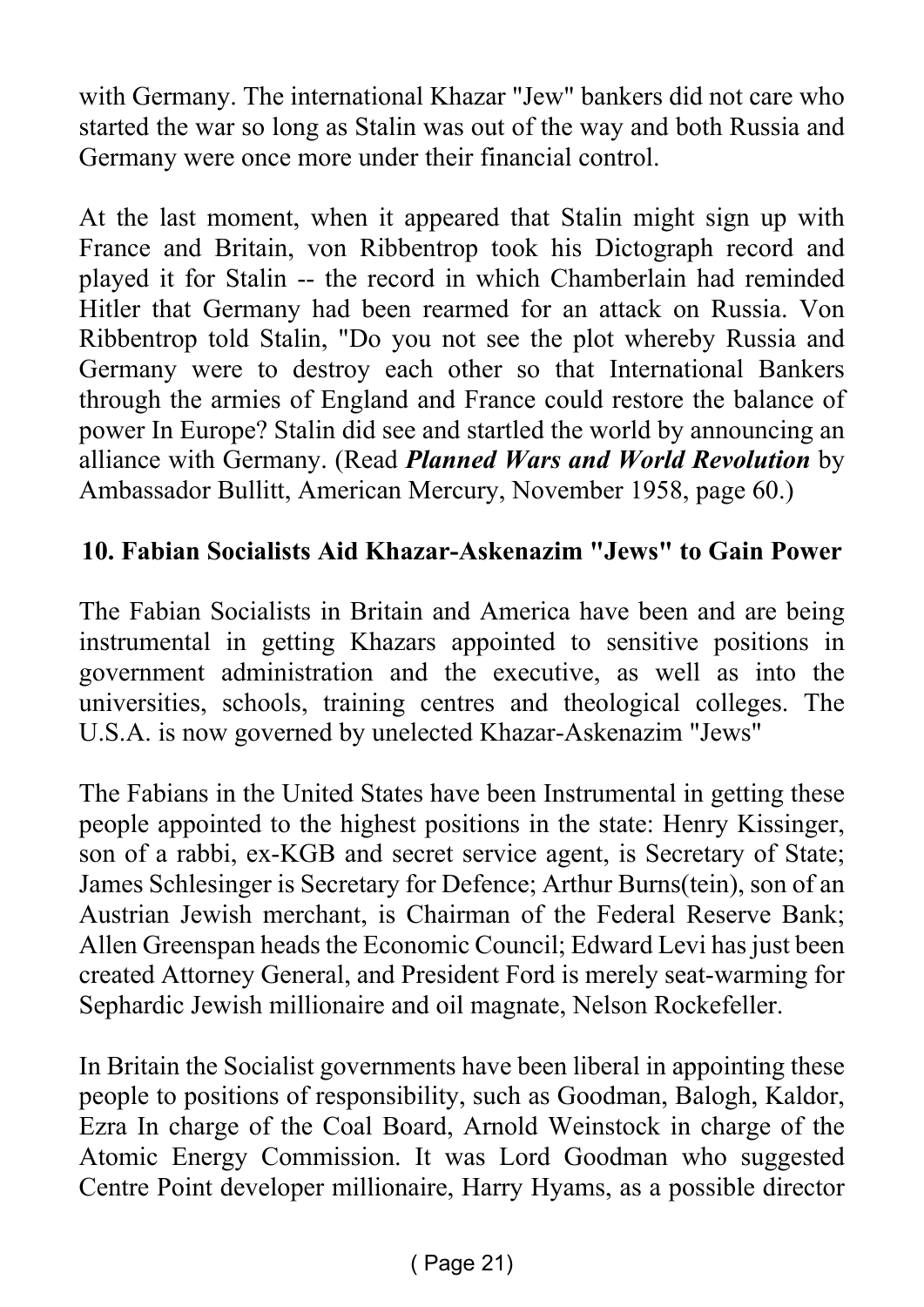with Germany. The international Khazar "Jew" bankers did not care who started the war so long as Stalin was out of the way and both Russia and Germany were once more under their financial control.

At the last moment, when it appeared that Stalin might sign up with France and Britain, von Ribbentrop took his Dictograph record and played it for Stalin -- the record in which Chamberlain had reminded Hitler that Germany had been rearmed for an attack on Russia. Von Ribbentrop told Stalin, "Do you not see the plot whereby Russia and Germany were to destroy each other so that International Bankers through the armies of England and France could restore the balance of power In Europe? Stalin did see and startled the world by announcing an alliance with Germany. (Read ***Planned Wars and World Revolution*** by Ambassador Bullitt, American Mercury, November 1958, page 60.)

## 10. Fabian Socialists Aid Khazar-Askenazim "Jews" to Gain Power

The Fabian Socialists in Britain and America have been and are being instrumental in getting Khazars appointed to sensitive positions in government administration and the executive, as well as into the universities, schools, training centres and theological colleges. The U.S.A. is now governed by unelected Khazar-Askenazim "Jews"

The Fabians in the United States have been Instrumental in getting these people appointed to the highest positions in the state: Henry Kissinger, son of a rabbi, ex-KGB and secret service agent, is Secretary of State; James Schlesinger is Secretary for Defence; Arthur Burns(tein), son of an Austrian Jewish merchant, is Chairman of the Federal Reserve Bank; Allen Greenspan heads the Economic Council; Edward Levi has just been created Attorney General, and President Ford is merely seat-warming for Sephardic Jewish millionaire and oil magnate, Nelson Rockefeller.

In Britain the Socialist governments have been liberal in appointing these people to positions of responsibility, such as Goodman, Balogh, Kaldor, Ezra In charge of the Coal Board, Arnold Weinstock in charge of the Atomic Energy Commission. It was Lord Goodman who suggested Centre Point developer millionaire, Harry Hyams, as a possible director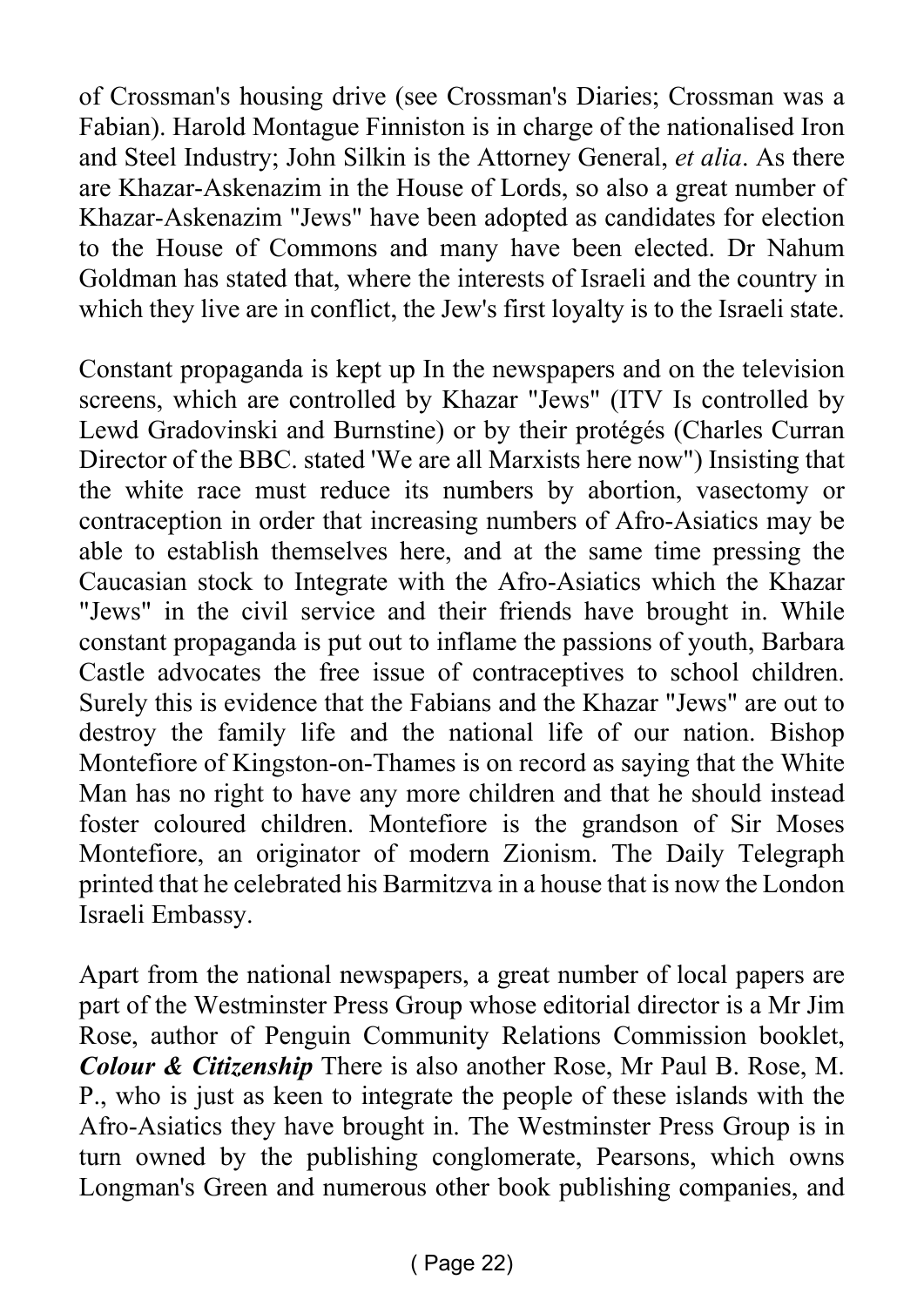of Crossman's housing drive (see Crossman's Diaries; Crossman was a Fabian). Harold Montague Finniston is in charge of the nationalised Iron and Steel Industry; John Silkin is the Attorney General, *et alia*. As there are Khazar-Askenazim in the House of Lords, so also a great number of Khazar-Askenazim "Jews" have been adopted as candidates for election to the House of Commons and many have been elected. Dr Nahum Goldman has stated that, where the interests of Israeli and the country in which they live are in conflict, the Jew's first loyalty is to the Israeli state.

Constant propaganda is kept up In the newspapers and on the television screens, which are controlled by Khazar "Jews" (ITV Is controlled by Lewd Gradovinski and Burnstine) or by their protégés (Charles Curran Director of the BBC. stated 'We are all Marxists here now") Insisting that the white race must reduce its numbers by abortion, vasectomy or contraception in order that increasing numbers of Afro-Asiatics may be able to establish themselves here, and at the same time pressing the Caucasian stock to Integrate with the Afro-Asiatics which the Khazar "Jews" in the civil service and their friends have brought in. While constant propaganda is put out to inflame the passions of youth, Barbara Castle advocates the free issue of contraceptives to school children. Surely this is evidence that the Fabians and the Khazar "Jews" are out to destroy the family life and the national life of our nation. Bishop Montefiore of Kingston-on-Thames is on record as saying that the White Man has no right to have any more children and that he should instead foster coloured children. Montefiore is the grandson of Sir Moses Montefiore, an originator of modern Zionism. The Daily Telegraph printed that he celebrated his Barmitzva in a house that is now the London Israeli Embassy.

Apart from the national newspapers, a great number of local papers are part of the Westminster Press Group whose editorial director is a Mr Jim Rose, author of Penguin Community Relations Commission booklet, ***Colour & Citizenship*** There is also another Rose, Mr Paul B. Rose, M. P., who is just as keen to integrate the people of these islands with the Afro-Asiatics they have brought in. The Westminster Press Group is in turn owned by the publishing conglomerate, Pearsons, which owns Longman's Green and numerous other book publishing companies, and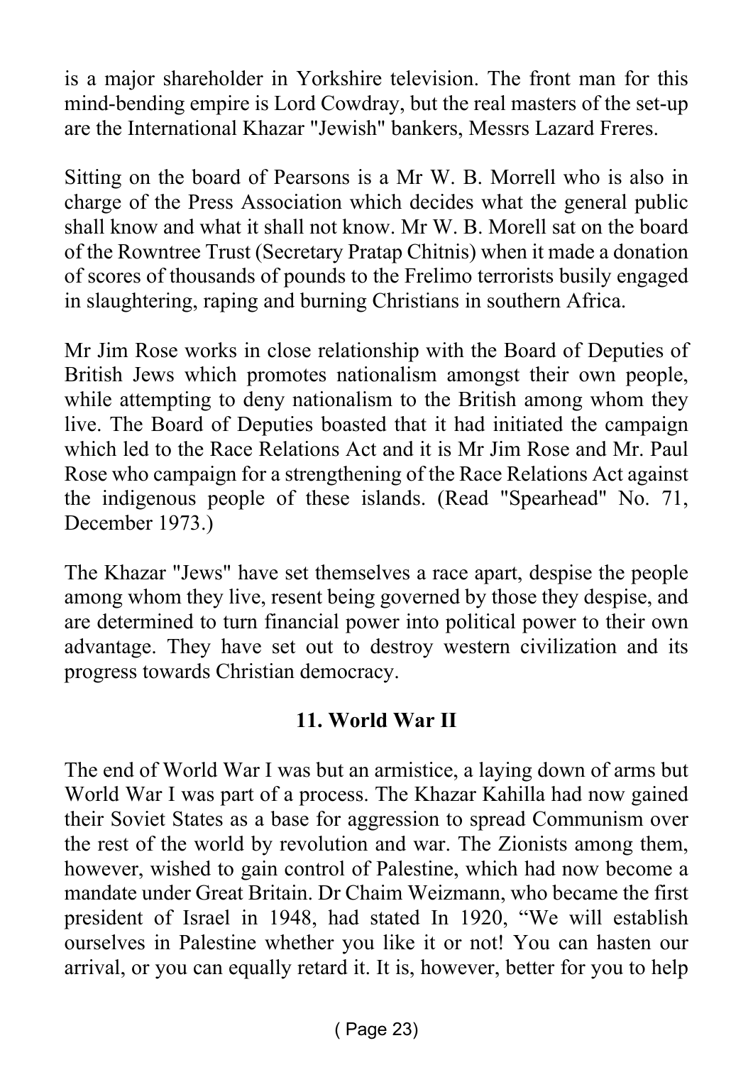is a major shareholder in Yorkshire television. The front man for this mind-bending empire is Lord Cowdray, but the real masters of the set-up are the International Khazar "Jewish" bankers, Messrs Lazard Freres.

Sitting on the board of Pearsons is a Mr W. B. Morrell who is also in charge of the Press Association which decides what the general public shall know and what it shall not know. Mr W. B. Morell sat on the board of the Rowntree Trust (Secretary Pratap Chitnis) when it made a donation of scores of thousands of pounds to the Frelimo terrorists busily engaged in slaughtering, raping and burning Christians in southern Africa.

Mr Jim Rose works in close relationship with the Board of Deputies of British Jews which promotes nationalism amongst their own people, while attempting to deny nationalism to the British among whom they live. The Board of Deputies boasted that it had initiated the campaign which led to the Race Relations Act and it is Mr Jim Rose and Mr. Paul Rose who campaign for a strengthening of the Race Relations Act against the indigenous people of these islands. (Read "Spearhead" No. 71, December 1973.)

The Khazar "Jews" have set themselves a race apart, despise the people among whom they live, resent being governed by those they despise, and are determined to turn financial power into political power to their own advantage. They have set out to destroy western civilization and its progress towards Christian democracy.

## 11. World War II

The end of World War I was but an armistice, a laying down of arms but World War I was part of a process. The Khazar Kahilla had now gained their Soviet States as a base for aggression to spread Communism over the rest of the world by revolution and war. The Zionists among them, however, wished to gain control of Palestine, which had now become a mandate under Great Britain. Dr Chaim Weizmann, who became the first president of Israel in 1948, had stated In 1920, “We will establish ourselves in Palestine whether you like it or not! You can hasten our arrival, or you can equally retard it. It is, however, better for you to help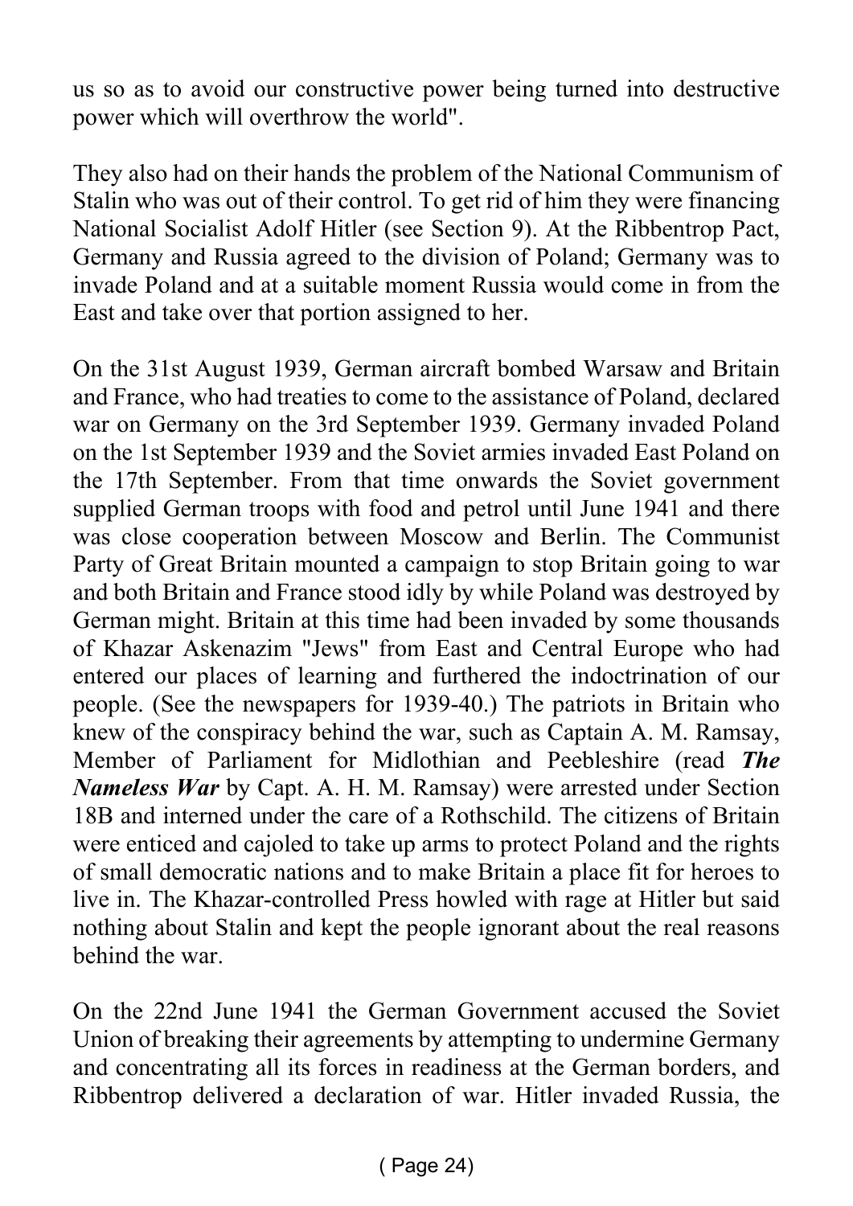us so as to avoid our constructive power being turned into destructive power which will overthrow the world".

They also had on their hands the problem of the National Communism of Stalin who was out of their control. To get rid of him they were financing National Socialist Adolf Hitler (see Section 9). At the Ribbentrop Pact, Germany and Russia agreed to the division of Poland; Germany was to invade Poland and at a suitable moment Russia would come in from the East and take over that portion assigned to her.

On the 31st August 1939, German aircraft bombed Warsaw and Britain and France, who had treaties to come to the assistance of Poland, declared war on Germany on the 3rd September 1939. Germany invaded Poland on the 1st September 1939 and the Soviet armies invaded East Poland on the 17th September. From that time onwards the Soviet government supplied German troops with food and petrol until June 1941 and there was close cooperation between Moscow and Berlin. The Communist Party of Great Britain mounted a campaign to stop Britain going to war and both Britain and France stood idly by while Poland was destroyed by German might. Britain at this time had been invaded by some thousands of Khazar Askenazim "Jews" from East and Central Europe who had entered our places of learning and furthered the indoctrination of our people. (See the newspapers for 1939-40.) The patriots in Britain who knew of the conspiracy behind the war, such as Captain A. M. Ramsay, Member of Parliament for Midlothian and Peebleshire (read ***The Nameless War*** by Capt. A. H. M. Ramsay) were arrested under Section 18B and interned under the care of a Rothschild. The citizens of Britain were enticed and cajoled to take up arms to protect Poland and the rights of small democratic nations and to make Britain a place fit for heroes to live in. The Khazar-controlled Press howled with rage at Hitler but said nothing about Stalin and kept the people ignorant about the real reasons behind the war.

On the 22nd June 1941 the German Government accused the Soviet Union of breaking their agreements by attempting to undermine Germany and concentrating all its forces in readiness at the German borders, and Ribbentrop delivered a declaration of war. Hitler invaded Russia, the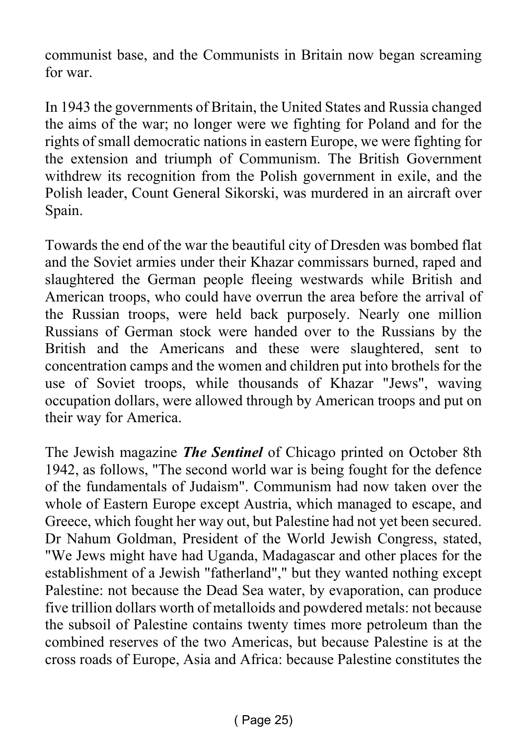communist base, and the Communists in Britain now began screaming for war.

In 1943 the governments of Britain, the United States and Russia changed the aims of the war; no longer were we fighting for Poland and for the rights of small democratic nations in eastern Europe, we were fighting for the extension and triumph of Communism. The British Government withdrew its recognition from the Polish government in exile, and the Polish leader, Count General Sikorski, was murdered in an aircraft over Spain.

Towards the end of the war the beautiful city of Dresden was bombed flat and the Soviet armies under their Khazar commissars burned, raped and slaughtered the German people fleeing westwards while British and American troops, who could have overrun the area before the arrival of the Russian troops, were held back purposely. Nearly one million Russians of German stock were handed over to the Russians by the British and the Americans and these were slaughtered, sent to concentration camps and the women and children put into brothels for the use of Soviet troops, while thousands of Khazar "Jews", waving occupation dollars, were allowed through by American troops and put on their way for America.

The Jewish magazine ***The Sentinel*** of Chicago printed on October 8th 1942, as follows, "The second world war is being fought for the defence of the fundamentals of Judaism". Communism had now taken over the whole of Eastern Europe except Austria, which managed to escape, and Greece, which fought her way out, but Palestine had not yet been secured. Dr Nahum Goldman, President of the World Jewish Congress, stated, "We Jews might have had Uganda, Madagascar and other places for the establishment of a Jewish "fatherland"," but they wanted nothing except Palestine: not because the Dead Sea water, by evaporation, can produce five trillion dollars worth of metalloids and powdered metals: not because the subsoil of Palestine contains twenty times more petroleum than the combined reserves of the two Americas, but because Palestine is at the cross roads of Europe, Asia and Africa: because Palestine constitutes the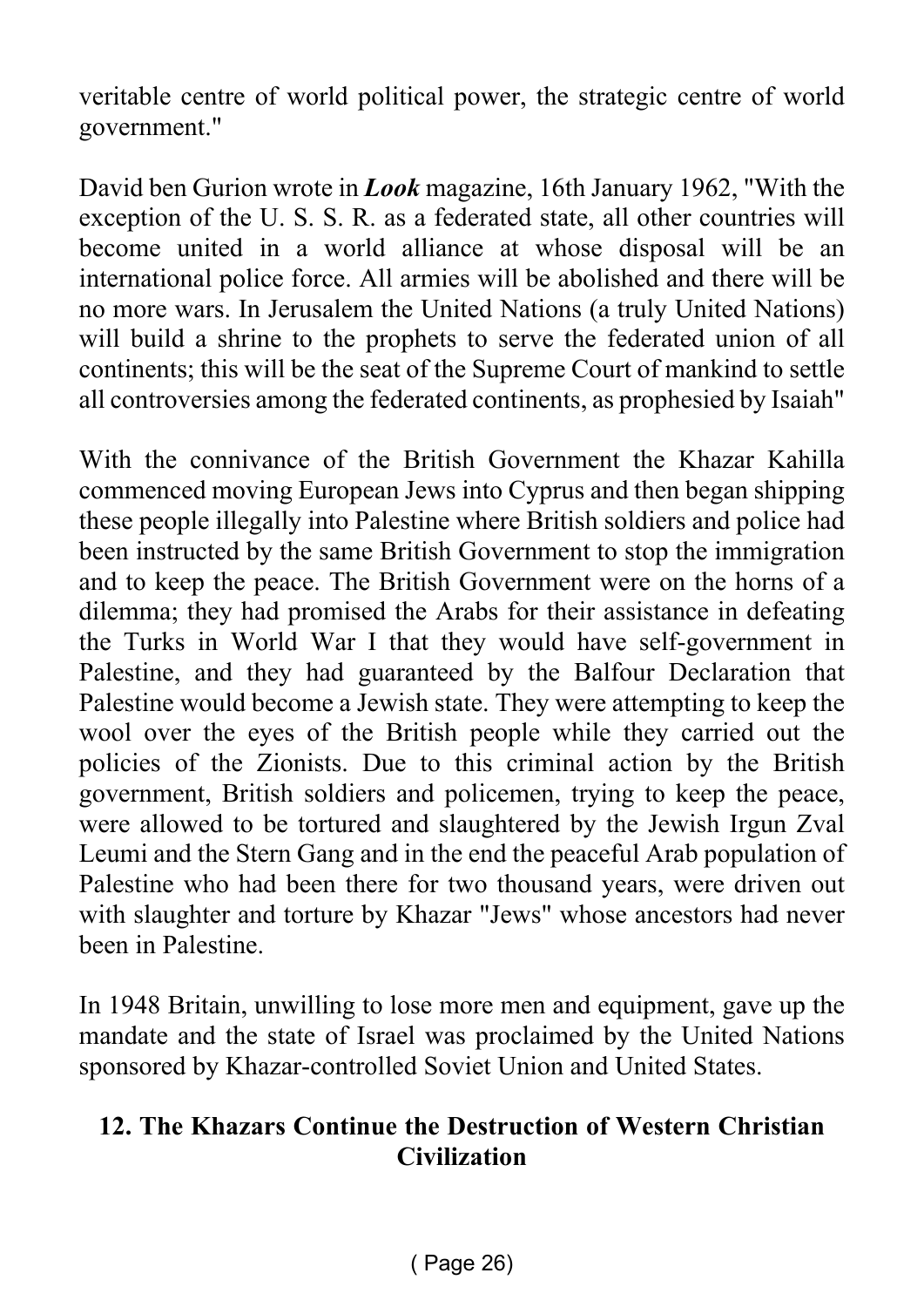veritable centre of world political power, the strategic centre of world government."

David ben Gurion wrote in ***Look*** magazine, 16th January 1962, "With the exception of the U. S. S. R. as a federated state, all other countries will become united in a world alliance at whose disposal will be an international police force. All armies will be abolished and there will be no more wars. In Jerusalem the United Nations (a truly United Nations) will build a shrine to the prophets to serve the federated union of all continents; this will be the seat of the Supreme Court of mankind to settle all controversies among the federated continents, as prophesied by Isaiah"

With the connivance of the British Government the Khazar Kahilla commenced moving European Jews into Cyprus and then began shipping these people illegally into Palestine where British soldiers and police had been instructed by the same British Government to stop the immigration and to keep the peace. The British Government were on the horns of a dilemma; they had promised the Arabs for their assistance in defeating the Turks in World War I that they would have self-government in Palestine, and they had guaranteed by the Balfour Declaration that Palestine would become a Jewish state. They were attempting to keep the wool over the eyes of the British people while they carried out the policies of the Zionists. Due to this criminal action by the British government, British soldiers and policemen, trying to keep the peace, were allowed to be tortured and slaughtered by the Jewish Irgun Zval Leumi and the Stern Gang and in the end the peaceful Arab population of Palestine who had been there for two thousand years, were driven out with slaughter and torture by Khazar "Jews" whose ancestors had never been in Palestine.

In 1948 Britain, unwilling to lose more men and equipment, gave up the mandate and the state of Israel was proclaimed by the United Nations sponsored by Khazar-controlled Soviet Union and United States.

## 12. The Khazars Continue the Destruction of Western Christian Civilization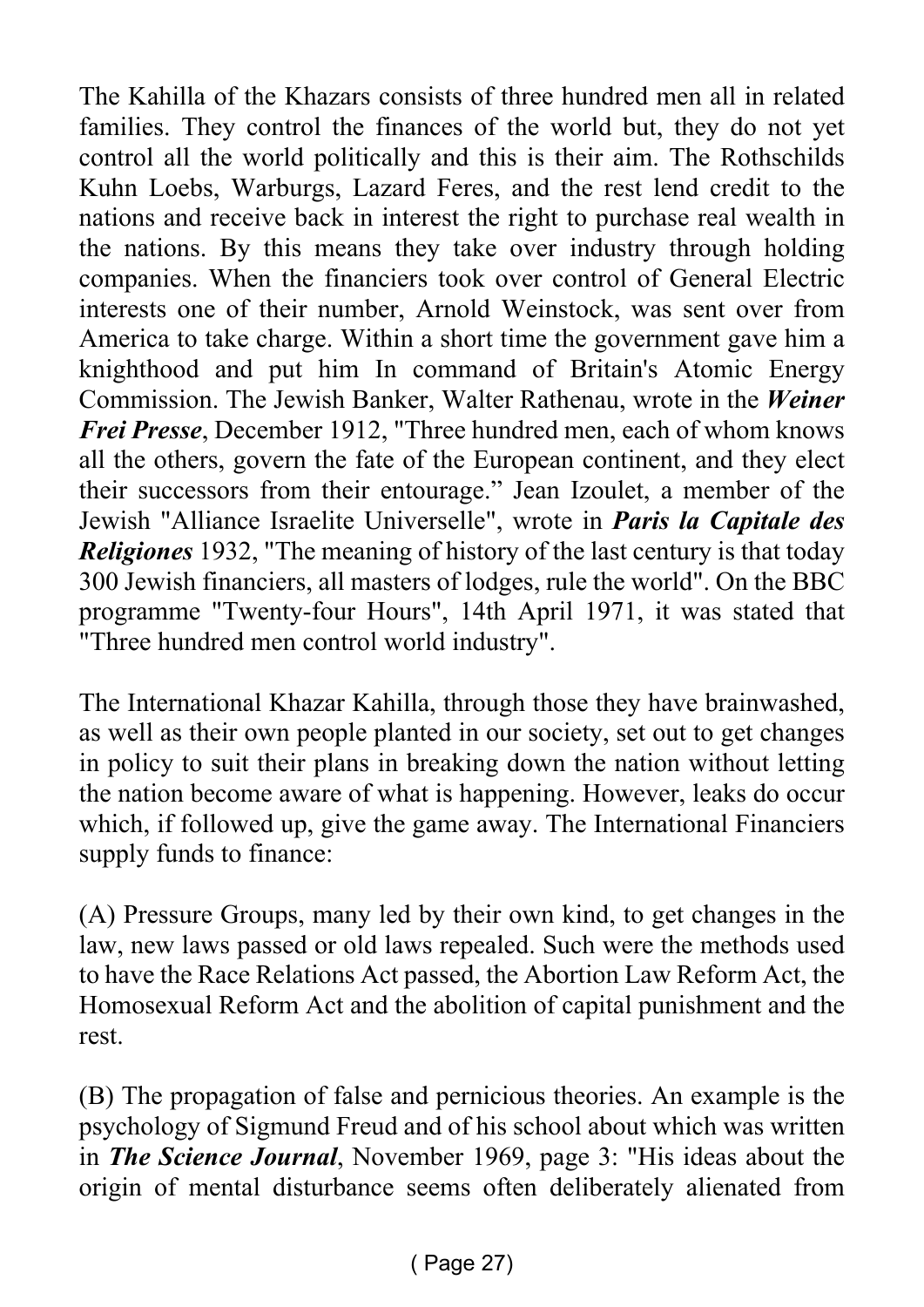The Kahilla of the Khazars consists of three hundred men all in related families. They control the finances of the world but, they do not yet control all the world politically and this is their aim. The Rothschilds Kuhn Loebs, Warburgs, Lazard Feres, and the rest lend credit to the nations and receive back in interest the right to purchase real wealth in the nations. By this means they take over industry through holding companies. When the financiers took over control of General Electric interests one of their number, Arnold Weinstock, was sent over from America to take charge. Within a short time the government gave him a knighthood and put him In command of Britain's Atomic Energy Commission. The Jewish Banker, Walter Rathenau, wrote in the ***Weiner Frei Presse***, December 1912, "Three hundred men, each of whom knows all the others, govern the fate of the European continent, and they elect their successors from their entourage." Jean Izoulet, a member of the Jewish "Alliance Israelite Universelle", wrote in ***Paris la Capitale des Religiones*** 1932, "The meaning of history of the last century is that today 300 Jewish financiers, all masters of lodges, rule the world". On the BBC programme "Twenty-four Hours", 14th April 1971, it was stated that "Three hundred men control world industry".

The International Khazar Kahilla, through those they have brainwashed, as well as their own people planted in our society, set out to get changes in policy to suit their plans in breaking down the nation without letting the nation become aware of what is happening. However, leaks do occur which, if followed up, give the game away. The International Financiers supply funds to finance:

(A) Pressure Groups, many led by their own kind, to get changes in the law, new laws passed or old laws repealed. Such were the methods used to have the Race Relations Act passed, the Abortion Law Reform Act, the Homosexual Reform Act and the abolition of capital punishment and the rest.

(B) The propagation of false and pernicious theories. An example is the psychology of Sigmund Freud and of his school about which was written in ***The Science Journal***, November 1969, page 3: "His ideas about the origin of mental disturbance seems often deliberately alienated from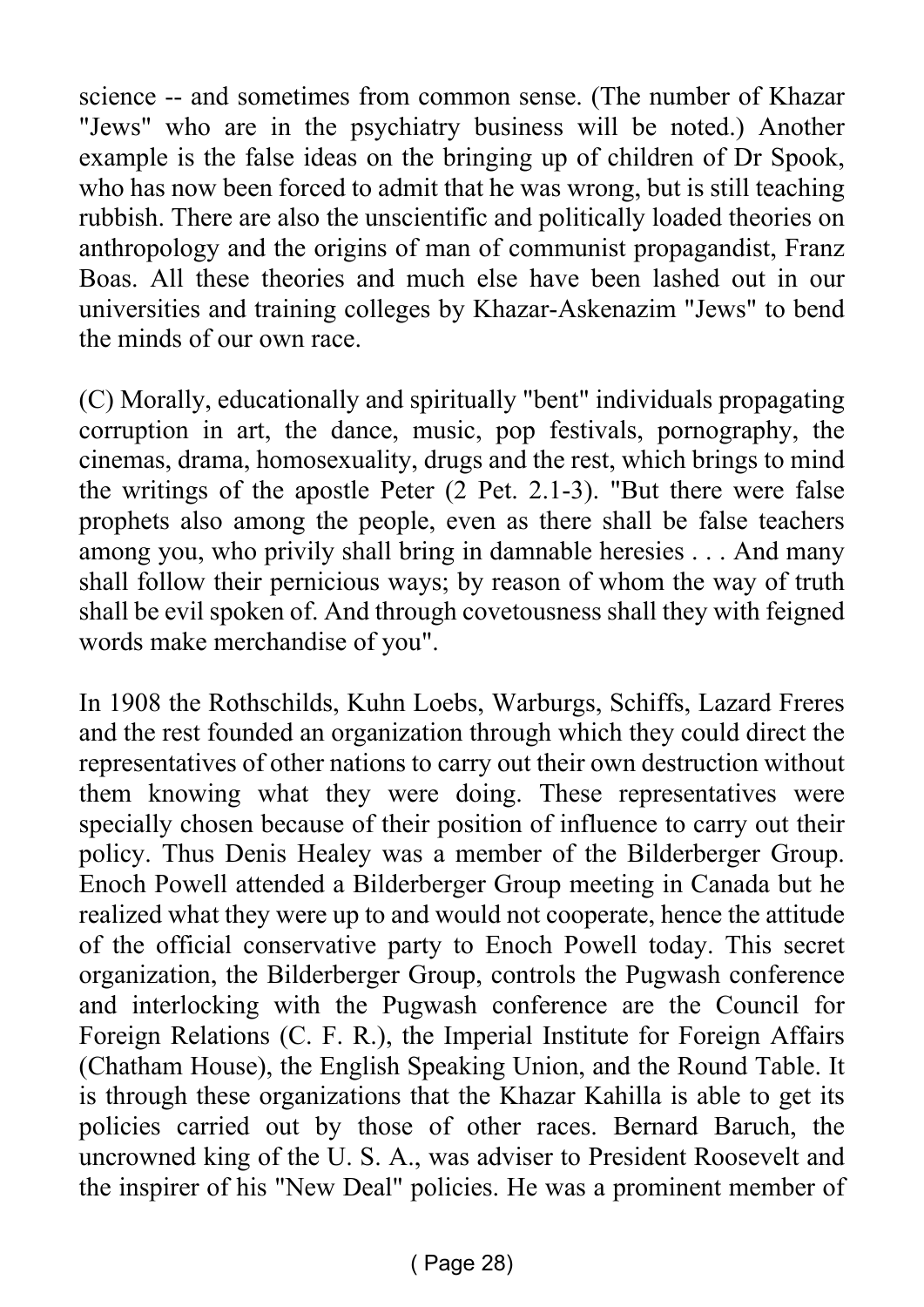science -- and sometimes from common sense. (The number of Khazar "Jews" who are in the psychiatry business will be noted.) Another example is the false ideas on the bringing up of children of Dr Spook, who has now been forced to admit that he was wrong, but is still teaching rubbish. There are also the unscientific and politically loaded theories on anthropology and the origins of man of communist propagandist, Franz Boas. All these theories and much else have been lashed out in our universities and training colleges by Khazar-Askenazim "Jews" to bend the minds of our own race.

(C) Morally, educationally and spiritually "bent" individuals propagating corruption in art, the dance, music, pop festivals, pornography, the cinemas, drama, homosexuality, drugs and the rest, which brings to mind the writings of the apostle Peter (2 Pet. 2.1-3). "But there were false prophets also among the people, even as there shall be false teachers among you, who privily shall bring in damnable heresies . . . And many shall follow their pernicious ways; by reason of whom the way of truth shall be evil spoken of. And through covetousness shall they with feigned words make merchandise of you".

In 1908 the Rothschilds, Kuhn Loebs, Warburgs, Schiffs, Lazard Freres and the rest founded an organization through which they could direct the representatives of other nations to carry out their own destruction without them knowing what they were doing. These representatives were specially chosen because of their position of influence to carry out their policy. Thus Denis Healey was a member of the Bilderberger Group. Enoch Powell attended a Bilderberger Group meeting in Canada but he realized what they were up to and would not cooperate, hence the attitude of the official conservative party to Enoch Powell today. This secret organization, the Bilderberger Group, controls the Pugwash conference and interlocking with the Pugwash conference are the Council for Foreign Relations (C. F. R.), the Imperial Institute for Foreign Affairs (Chatham House), the English Speaking Union, and the Round Table. It is through these organizations that the Khazar Kahilla is able to get its policies carried out by those of other races. Bernard Baruch, the uncrowned king of the U. S. A., was adviser to President Roosevelt and the inspirer of his "New Deal" policies. He was a prominent member of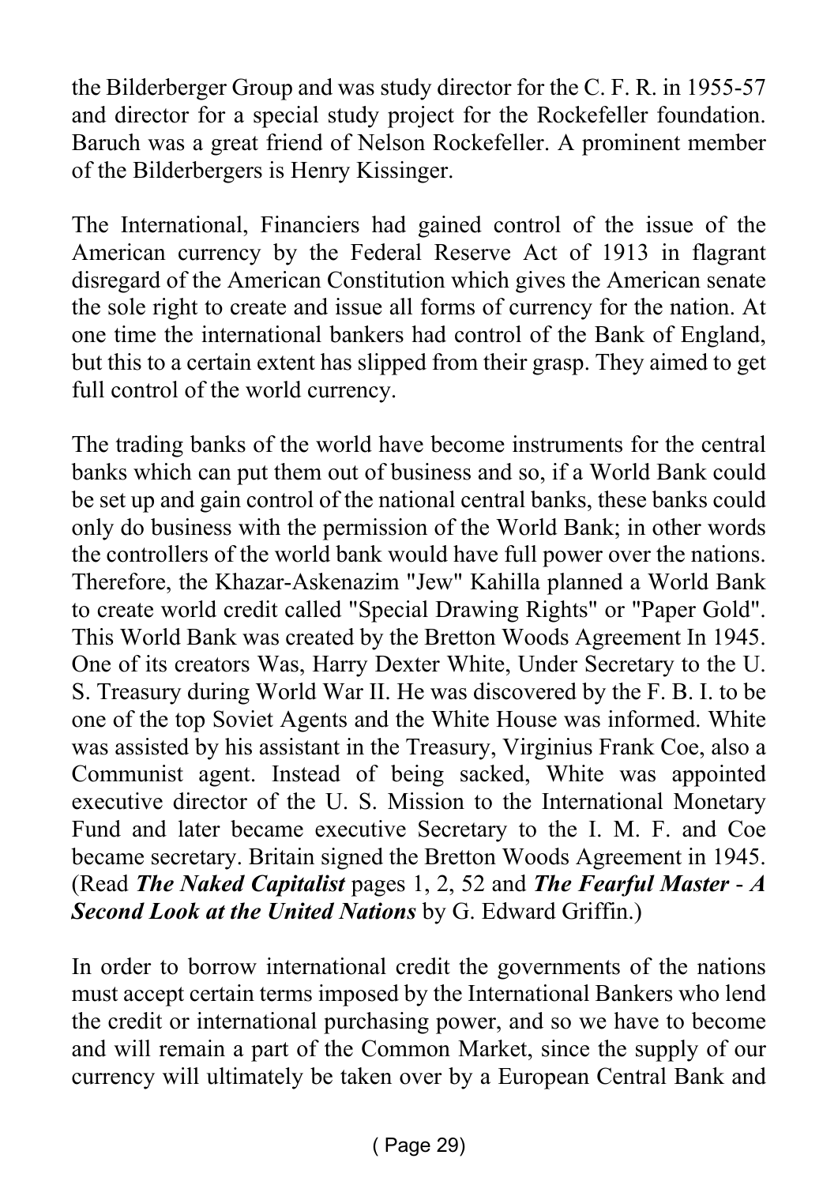the Bilderberger Group and was study director for the C. F. R. in 1955-57 and director for a special study project for the Rockefeller foundation. Baruch was a great friend of Nelson Rockefeller. A prominent member of the Bilderbergers is Henry Kissinger.

The International, Financiers had gained control of the issue of the American currency by the Federal Reserve Act of 1913 in flagrant disregard of the American Constitution which gives the American senate the sole right to create and issue all forms of currency for the nation. At one time the international bankers had control of the Bank of England, but this to a certain extent has slipped from their grasp. They aimed to get full control of the world currency.

The trading banks of the world have become instruments for the central banks which can put them out of business and so, if a World Bank could be set up and gain control of the national central banks, these banks could only do business with the permission of the World Bank; in other words the controllers of the world bank would have full power over the nations. Therefore, the Khazar-Askenazim "Jew" Kahilla planned a World Bank to create world credit called "Special Drawing Rights" or "Paper Gold". This World Bank was created by the Bretton Woods Agreement In 1945. One of its creators Was, Harry Dexter White, Under Secretary to the U. S. Treasury during World War II. He was discovered by the F. B. I. to be one of the top Soviet Agents and the White House was informed. White was assisted by his assistant in the Treasury, Virginius Frank Coe, also a Communist agent. Instead of being sacked, White was appointed executive director of the U. S. Mission to the International Monetary Fund and later became executive Secretary to the I. M. F. and Coe became secretary. Britain signed the Bretton Woods Agreement in 1945. (Read ***The Naked Capitalist*** pages 1, 2, 52 and ***The Fearful Master*** - ***A Second Look at the United Nations*** by G. Edward Griffin.)

In order to borrow international credit the governments of the nations must accept certain terms imposed by the International Bankers who lend the credit or international purchasing power, and so we have to become and will remain a part of the Common Market, since the supply of our currency will ultimately be taken over by a European Central Bank and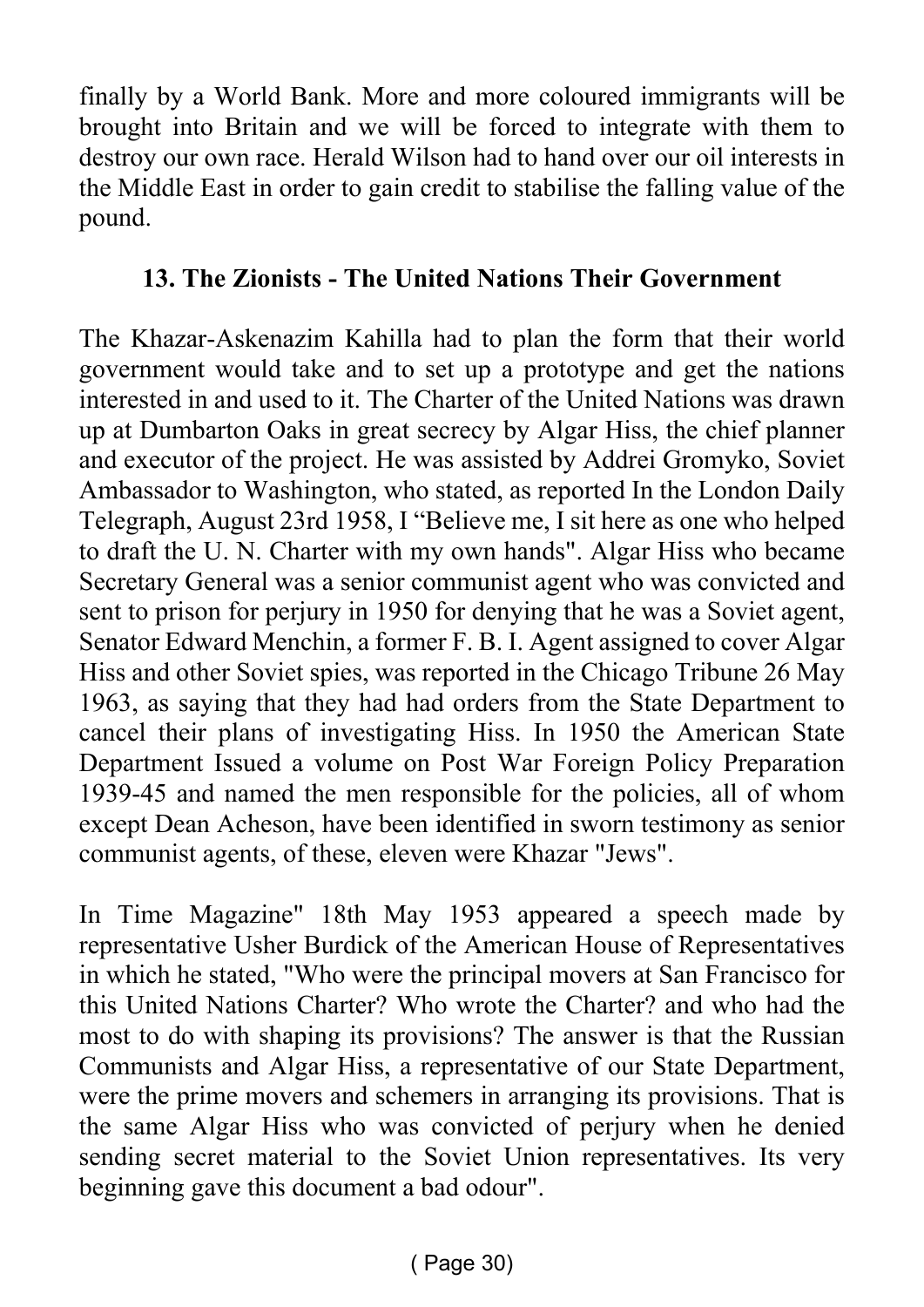finally by a World Bank. More and more coloured immigrants will be brought into Britain and we will be forced to integrate with them to destroy our own race. Herald Wilson had to hand over our oil interests in the Middle East in order to gain credit to stabilise the falling value of the pound.

### 13. The Zionists - The United Nations Their Government

The Khazar-Askenazim Kahilla had to plan the form that their world government would take and to set up a prototype and get the nations interested in and used to it. The Charter of the United Nations was drawn up at Dumbarton Oaks in great secrecy by Algar Hiss, the chief planner and executor of the project. He was assisted by Addrei Gromyko, Soviet Ambassador to Washington, who stated, as reported In the London Daily Telegraph, August 23rd 1958, I "Believe me, I sit here as one who helped to draft the U. N. Charter with my own hands". Algar Hiss who became Secretary General was a senior communist agent who was convicted and sent to prison for perjury in 1950 for denying that he was a Soviet agent, Senator Edward Menchin, a former F. B. I. Agent assigned to cover Algar Hiss and other Soviet spies, was reported in the Chicago Tribune 26 May 1963, as saying that they had had orders from the State Department to cancel their plans of investigating Hiss. In 1950 the American State Department Issued a volume on Post War Foreign Policy Preparation 1939-45 and named the men responsible for the policies, all of whom except Dean Acheson, have been identified in sworn testimony as senior communist agents, of these, eleven were Khazar "Jews".

In Time Magazine" 18th May 1953 appeared a speech made by representative Usher Burdick of the American House of Representatives in which he stated, "Who were the principal movers at San Francisco for this United Nations Charter? Who wrote the Charter? and who had the most to do with shaping its provisions? The answer is that the Russian Communists and Algar Hiss, a representative of our State Department, were the prime movers and schemers in arranging its provisions. That is the same Algar Hiss who was convicted of perjury when he denied sending secret material to the Soviet Union representatives. Its very beginning gave this document a bad odour".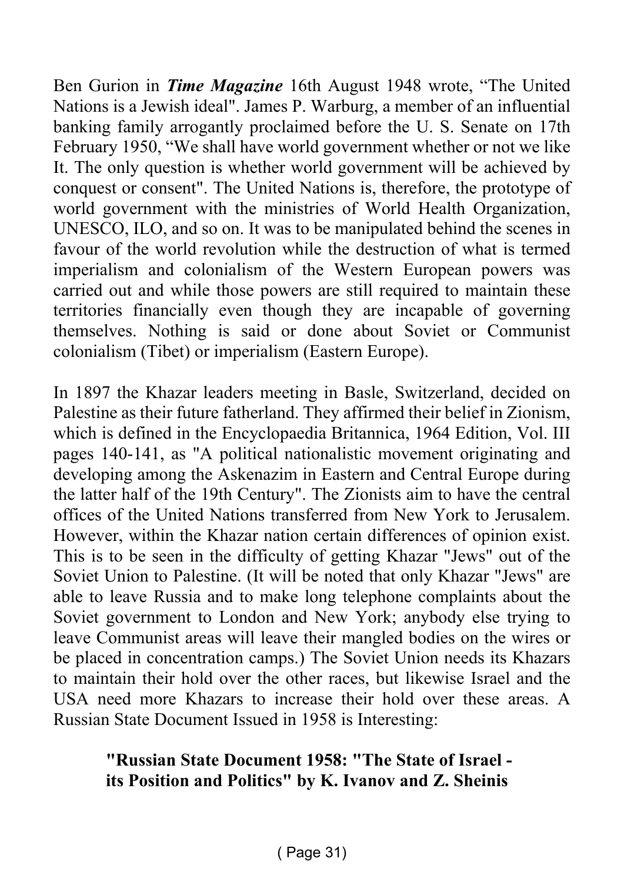Ben Gurion in ***Time Magazine*** 16th August 1948 wrote, “The United Nations is a Jewish ideal". James P. Warburg, a member of an influential banking family arrogantly proclaimed before the U. S. Senate on 17th February 1950, “We shall have world government whether or not we like It. The only question is whether world government will be achieved by conquest or consent". The United Nations is, therefore, the prototype of world government with the ministries of World Health Organization, UNESCO, ILO, and so on. It was to be manipulated behind the scenes in favour of the world revolution while the destruction of what is termed imperialism and colonialism of the Western European powers was carried out and while those powers are still required to maintain these territories financially even though they are incapable of governing themselves. Nothing is said or done about Soviet or Communist colonialism (Tibet) or imperialism (Eastern Europe).

In 1897 the Khazar leaders meeting in Basle, Switzerland, decided on Palestine as their future fatherland. They affirmed their belief in Zionism, which is defined in the Encyclopaedia Britannica, 1964 Edition, Vol. III pages 140-141, as "A political nationalistic movement originating and developing among the Askenazim in Eastern and Central Europe during the latter half of the 19th Century". The Zionists aim to have the central offices of the United Nations transferred from New York to Jerusalem. However, within the Khazar nation certain differences of opinion exist. This is to be seen in the difficulty of getting Khazar "Jews" out of the Soviet Union to Palestine. (It will be noted that only Khazar "Jews" are able to leave Russia and to make long telephone complaints about the Soviet government to London and New York; anybody else trying to leave Communist areas will leave their mangled bodies on the wires or be placed in concentration camps.) The Soviet Union needs its Khazars to maintain their hold over the other races, but likewise Israel and the USA need more Khazars to increase their hold over these areas. A Russian State Document Issued in 1958 is Interesting:

> **"Russian State Document 1958: "The State of Israel - its Position and Politics" by K. Ivanov and Z. Sheinis**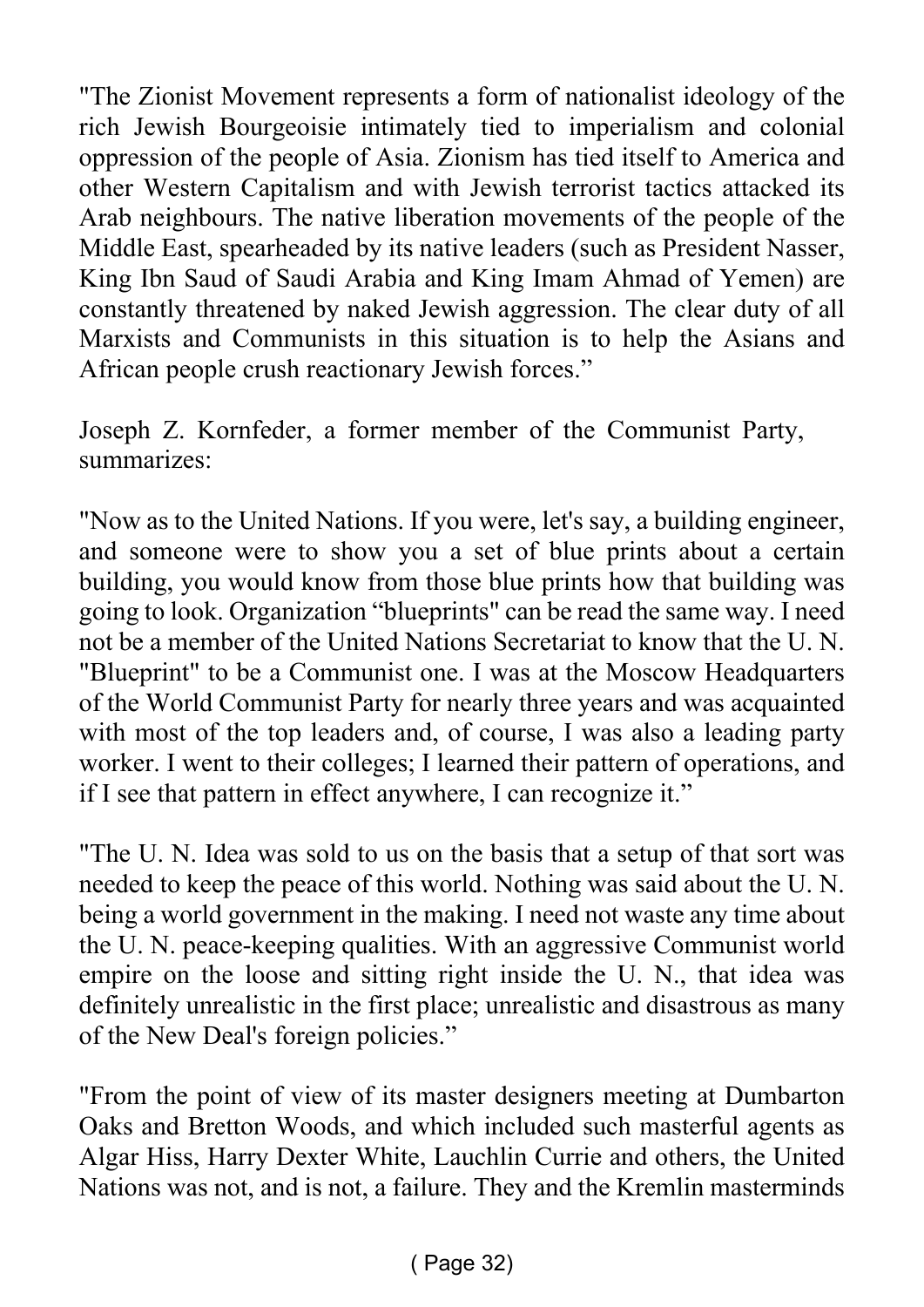"The Zionist Movement represents a form of nationalist ideology of the rich Jewish Bourgeoisie intimately tied to imperialism and colonial oppression of the people of Asia. Zionism has tied itself to America and other Western Capitalism and with Jewish terrorist tactics attacked its Arab neighbours. The native liberation movements of the people of the Middle East, spearheaded by its native leaders (such as President Nasser, King Ibn Saud of Saudi Arabia and King Imam Ahmad of Yemen) are constantly threatened by naked Jewish aggression. The clear duty of all Marxists and Communists in this situation is to help the Asians and African people crush reactionary Jewish forces."

Joseph Z. Kornfeder, a former member of the Communist Party, summarizes:

"Now as to the United Nations. If you were, let's say, a building engineer, and someone were to show you a set of blue prints about a certain building, you would know from those blue prints how that building was going to look. Organization "blueprints" can be read the same way. I need not be a member of the United Nations Secretariat to know that the U. N. "Blueprint" to be a Communist one. I was at the Moscow Headquarters of the World Communist Party for nearly three years and was acquainted with most of the top leaders and, of course, I was also a leading party worker. I went to their colleges; I learned their pattern of operations, and if I see that pattern in effect anywhere, I can recognize it."

"The U. N. Idea was sold to us on the basis that a setup of that sort was needed to keep the peace of this world. Nothing was said about the U. N. being a world government in the making. I need not waste any time about the U. N. peace-keeping qualities. With an aggressive Communist world empire on the loose and sitting right inside the U. N., that idea was definitely unrealistic in the first place; unrealistic and disastrous as many of the New Deal's foreign policies."

"From the point of view of its master designers meeting at Dumbarton Oaks and Bretton Woods, and which included such masterful agents as Algar Hiss, Harry Dexter White, Lauchlin Currie and others, the United Nations was not, and is not, a failure. They and the Kremlin masterminds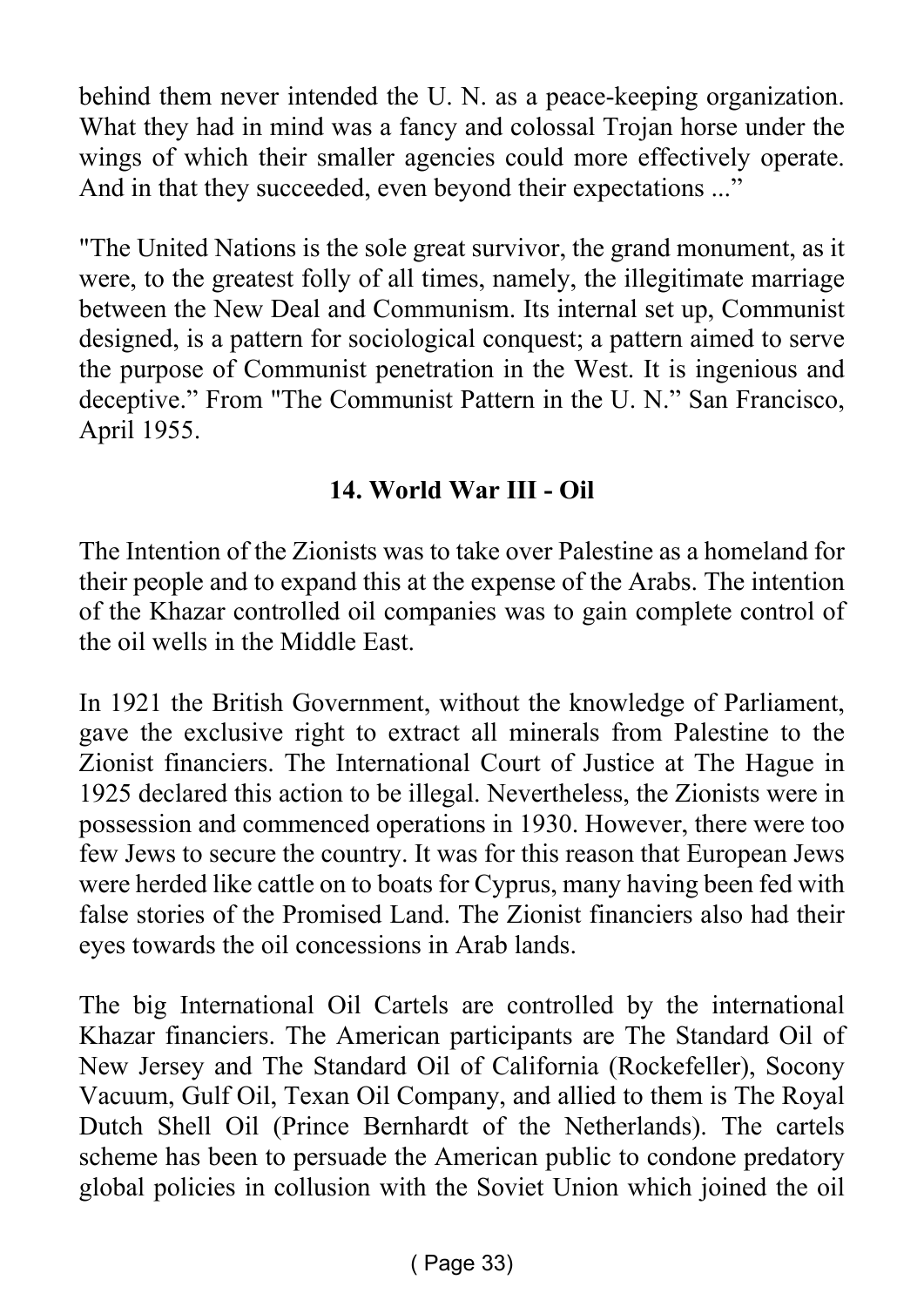behind them never intended the U. N. as a peace-keeping organization. What they had in mind was a fancy and colossal Trojan horse under the wings of which their smaller agencies could more effectively operate. And in that they succeeded, even beyond their expectations ..."

"The United Nations is the sole great survivor, the grand monument, as it were, to the greatest folly of all times, namely, the illegitimate marriage between the New Deal and Communism. Its internal set up, Communist designed, is a pattern for sociological conquest; a pattern aimed to serve the purpose of Communist penetration in the West. It is ingenious and deceptive." From "The Communist Pattern in the U. N." San Francisco, April 1955.

## 14. World War III - Oil

The Intention of the Zionists was to take over Palestine as a homeland for their people and to expand this at the expense of the Arabs. The intention of the Khazar controlled oil companies was to gain complete control of the oil wells in the Middle East.

In 1921 the British Government, without the knowledge of Parliament, gave the exclusive right to extract all minerals from Palestine to the Zionist financiers. The International Court of Justice at The Hague in 1925 declared this action to be illegal. Nevertheless, the Zionists were in possession and commenced operations in 1930. However, there were too few Jews to secure the country. It was for this reason that European Jews were herded like cattle on to boats for Cyprus, many having been fed with false stories of the Promised Land. The Zionist financiers also had their eyes towards the oil concessions in Arab lands.

The big International Oil Cartels are controlled by the international Khazar financiers. The American participants are The Standard Oil of New Jersey and The Standard Oil of California (Rockefeller), Socony Vacuum, Gulf Oil, Texan Oil Company, and allied to them is The Royal Dutch Shell Oil (Prince Bernhardt of the Netherlands). The cartels scheme has been to persuade the American public to condone predatory global policies in collusion with the Soviet Union which joined the oil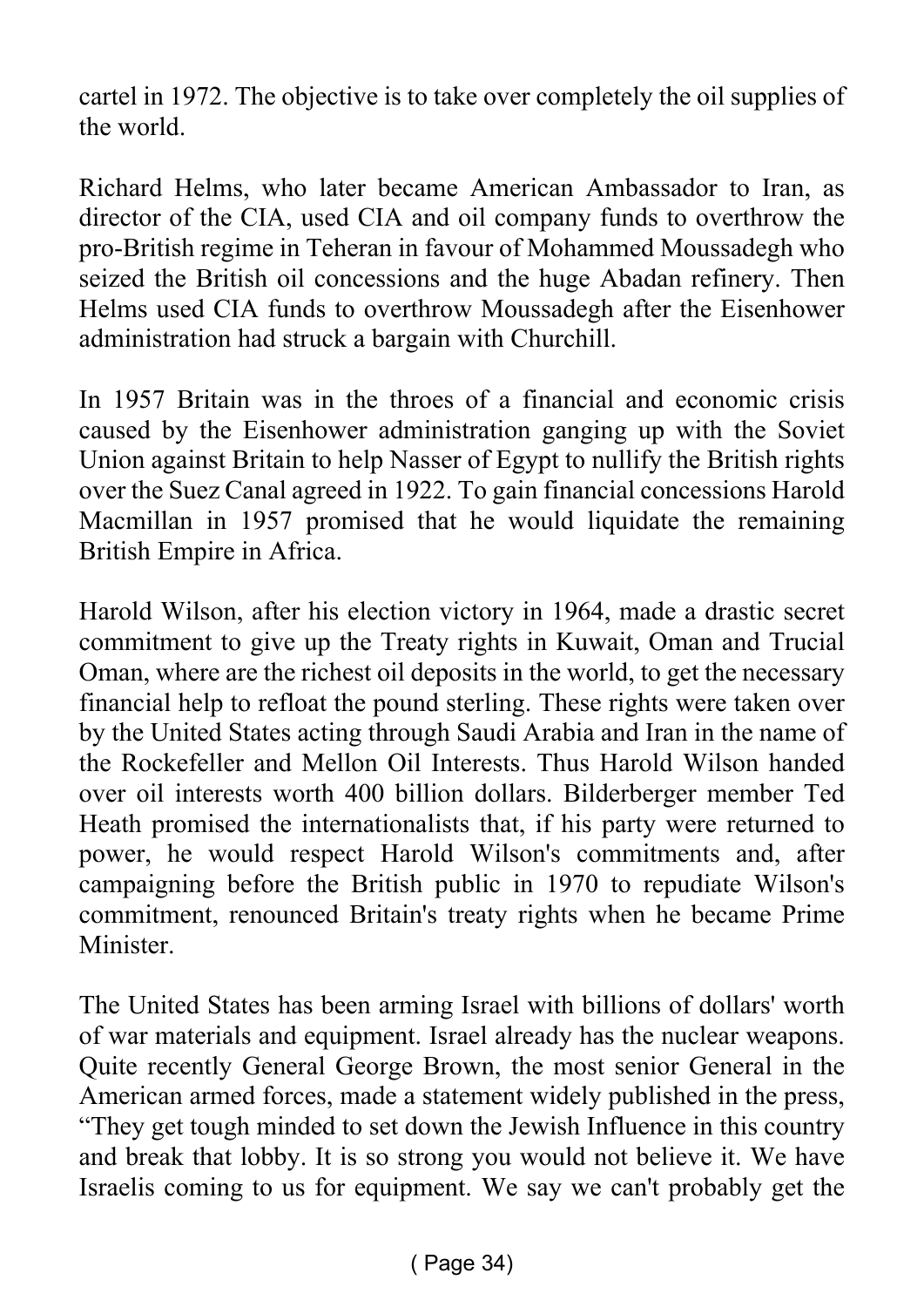cartel in 1972. The objective is to take over completely the oil supplies of the world.

Richard Helms, who later became American Ambassador to Iran, as director of the CIA, used CIA and oil company funds to overthrow the pro-British regime in Teheran in favour of Mohammed Moussadegh who seized the British oil concessions and the huge Abadan refinery. Then Helms used CIA funds to overthrow Moussadegh after the Eisenhower administration had struck a bargain with Churchill.

In 1957 Britain was in the throes of a financial and economic crisis caused by the Eisenhower administration ganging up with the Soviet Union against Britain to help Nasser of Egypt to nullify the British rights over the Suez Canal agreed in 1922. To gain financial concessions Harold Macmillan in 1957 promised that he would liquidate the remaining British Empire in Africa.

Harold Wilson, after his election victory in 1964, made a drastic secret commitment to give up the Treaty rights in Kuwait, Oman and Trucial Oman, where are the richest oil deposits in the world, to get the necessary financial help to refloat the pound sterling. These rights were taken over by the United States acting through Saudi Arabia and Iran in the name of the Rockefeller and Mellon Oil Interests. Thus Harold Wilson handed over oil interests worth 400 billion dollars. Bilderberger member Ted Heath promised the internationalists that, if his party were returned to power, he would respect Harold Wilson's commitments and, after campaigning before the British public in 1970 to repudiate Wilson's commitment, renounced Britain's treaty rights when he became Prime Minister.

The United States has been arming Israel with billions of dollars' worth of war materials and equipment. Israel already has the nuclear weapons. Quite recently General George Brown, the most senior General in the American armed forces, made a statement widely published in the press, "They get tough minded to set down the Jewish Influence in this country and break that lobby. It is so strong you would not believe it. We have Israelis coming to us for equipment. We say we can't probably get the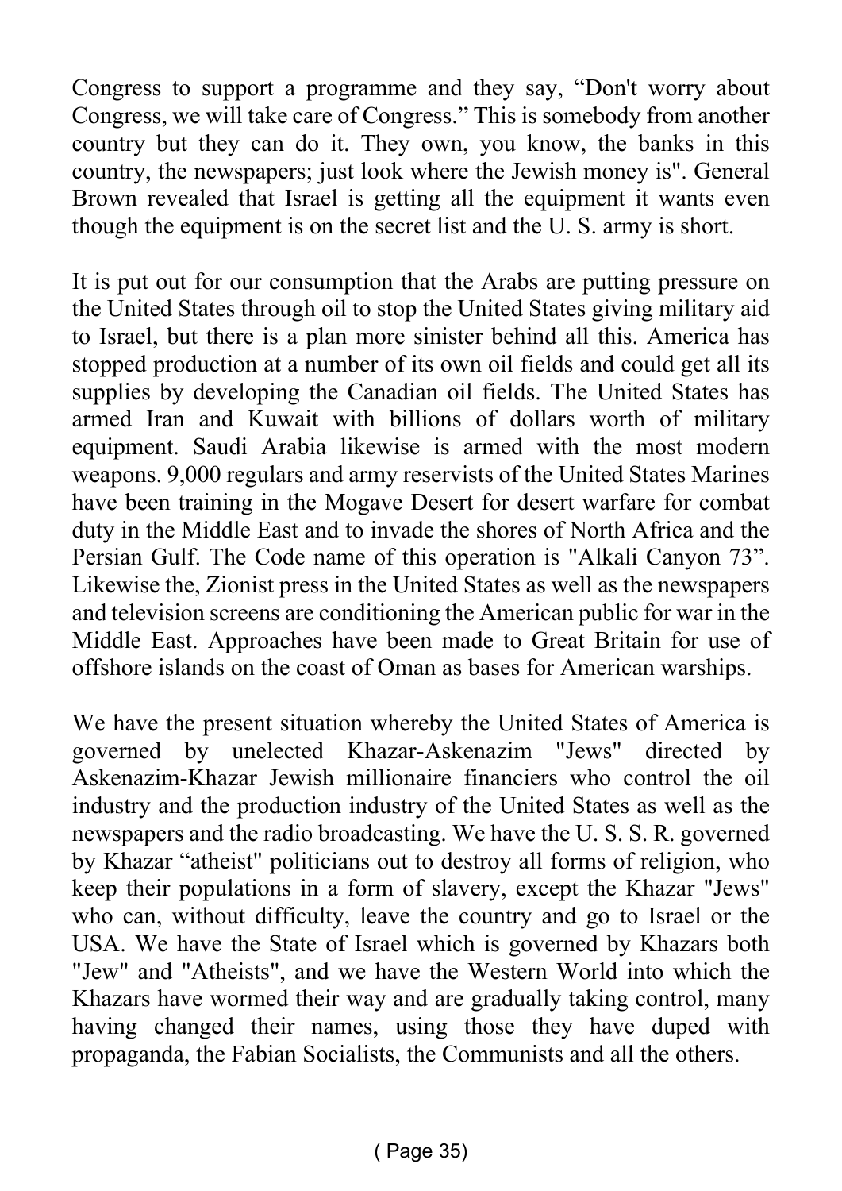Congress to support a programme and they say, “Don't worry about Congress, we will take care of Congress.” This is somebody from another country but they can do it. They own, you know, the banks in this country, the newspapers; just look where the Jewish money is". General Brown revealed that Israel is getting all the equipment it wants even though the equipment is on the secret list and the U. S. army is short.

It is put out for our consumption that the Arabs are putting pressure on the United States through oil to stop the United States giving military aid to Israel, but there is a plan more sinister behind all this. America has stopped production at a number of its own oil fields and could get all its supplies by developing the Canadian oil fields. The United States has armed Iran and Kuwait with billions of dollars worth of military equipment. Saudi Arabia likewise is armed with the most modern weapons. 9,000 regulars and army reservists of the United States Marines have been training in the Mogave Desert for desert warfare for combat duty in the Middle East and to invade the shores of North Africa and the Persian Gulf. The Code name of this operation is "Alkali Canyon 73”. Likewise the, Zionist press in the United States as well as the newspapers and television screens are conditioning the American public for war in the Middle East. Approaches have been made to Great Britain for use of offshore islands on the coast of Oman as bases for American warships.

We have the present situation whereby the United States of America is governed by unelected Khazar-Askenazim "Jews" directed by Askenazim-Khazar Jewish millionaire financiers who control the oil industry and the production industry of the United States as well as the newspapers and the radio broadcasting. We have the U. S. S. R. governed by Khazar “atheist" politicians out to destroy all forms of religion, who keep their populations in a form of slavery, except the Khazar "Jews" who can, without difficulty, leave the country and go to Israel or the USA. We have the State of Israel which is governed by Khazars both "Jew" and "Atheists", and we have the Western World into which the Khazars have wormed their way and are gradually taking control, many having changed their names, using those they have duped with propaganda, the Fabian Socialists, the Communists and all the others.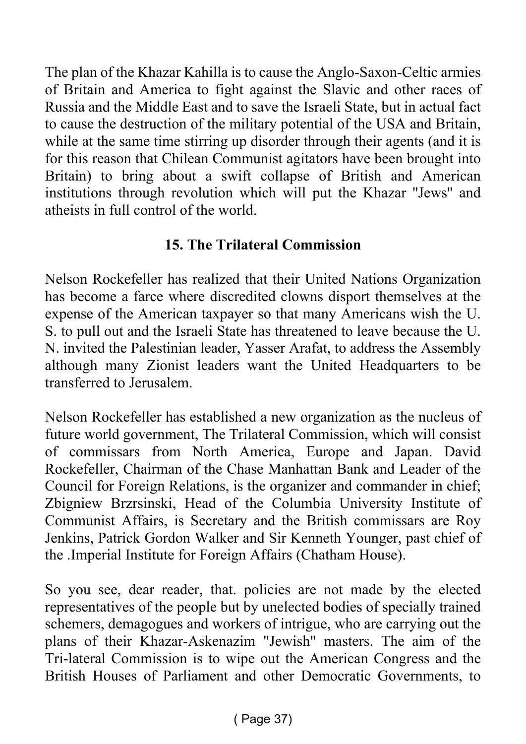The plan of the Khazar Kahilla is to cause the Anglo-Saxon-Celtic armies of Britain and America to fight against the Slavic and other races of Russia and the Middle East and to save the Israeli State, but in actual fact to cause the destruction of the military potential of the USA and Britain, while at the same time stirring up disorder through their agents (and it is for this reason that Chilean Communist agitators have been brought into Britain) to bring about a swift collapse of British and American institutions through revolution which will put the Khazar "Jews" and atheists in full control of the world.

### 15. The Trilateral Commission

Nelson Rockefeller has realized that their United Nations Organization has become a farce where discredited clowns disport themselves at the expense of the American taxpayer so that many Americans wish the U. S. to pull out and the Israeli State has threatened to leave because the U. N. invited the Palestinian leader, Yasser Arafat, to address the Assembly although many Zionist leaders want the United Headquarters to be transferred to Jerusalem.

Nelson Rockefeller has established a new organization as the nucleus of future world government, The Trilateral Commission, which will consist of commissars from North America, Europe and Japan. David Rockefeller, Chairman of the Chase Manhattan Bank and Leader of the Council for Foreign Relations, is the organizer and commander in chief; Zbigniew Brzrsinski, Head of the Columbia University Institute of Communist Affairs, is Secretary and the British commissars are Roy Jenkins, Patrick Gordon Walker and Sir Kenneth Younger, past chief of the .Imperial Institute for Foreign Affairs (Chatham House).

So you see, dear reader, that. policies are not made by the elected representatives of the people but by unelected bodies of specially trained schemers, demagogues and workers of intrigue, who are carrying out the plans of their Khazar-Askenazim "Jewish" masters. The aim of the Tri-lateral Commission is to wipe out the American Congress and the British Houses of Parliament and other Democratic Governments, to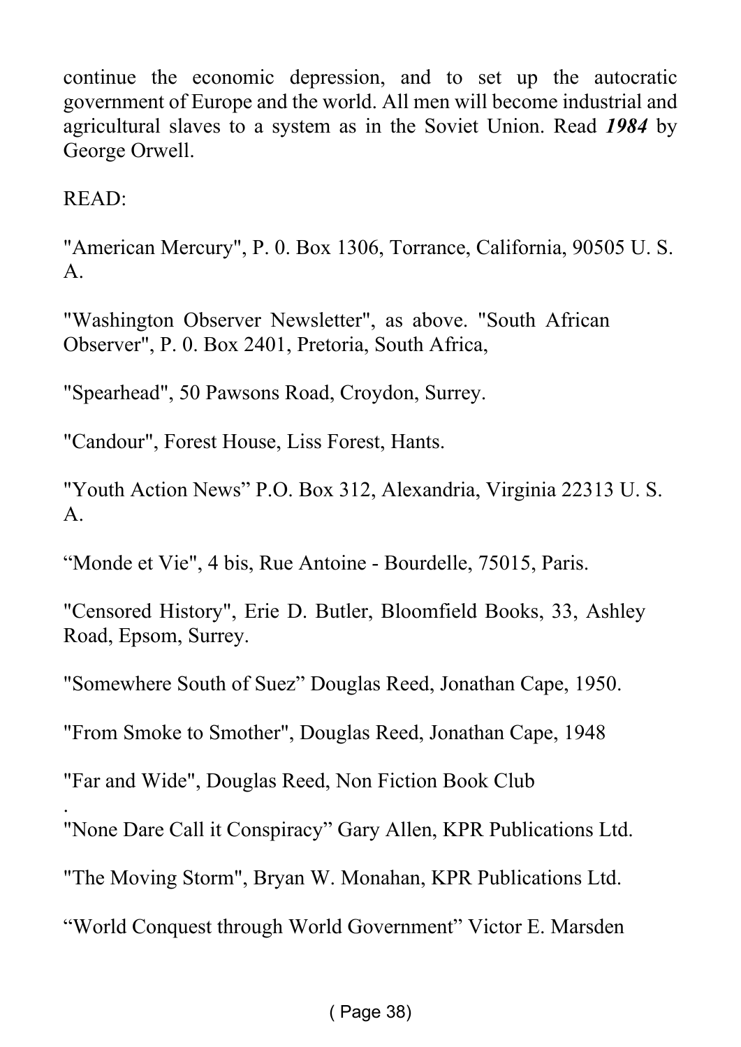continue the economic depression, and to set up the autocratic government of Europe and the world. All men will become industrial and agricultural slaves to a system as in the Soviet Union. Read ***1984*** by George Orwell.

READ:

"American Mercury", P. 0. Box 1306, Torrance, California, 90505 U. S. A.

"Washington Observer Newsletter", as above. "South African Observer", P. 0. Box 2401, Pretoria, South Africa,

"Spearhead", 50 Pawsons Road, Croydon, Surrey.

"Candour", Forest House, Liss Forest, Hants.

"Youth Action News" P.O. Box 312, Alexandria, Virginia 22313 U. S. A.

"Monde et Vie", 4 bis, Rue Antoine - Bourdelle, 75015, Paris.

"Censored History", Erie D. Butler, Bloomfield Books, 33, Ashley Road, Epsom, Surrey.

"Somewhere South of Suez" Douglas Reed, Jonathan Cape, 1950.

"From Smoke to Smother", Douglas Reed, Jonathan Cape, 1948

"Far and Wide", Douglas Reed, Non Fiction Book Club

"None Dare Call it Conspiracy" Gary Allen, KPR Publications Ltd.

"The Moving Storm", Bryan W. Monahan, KPR Publications Ltd.

"World Conquest through World Government" Victor E. Marsden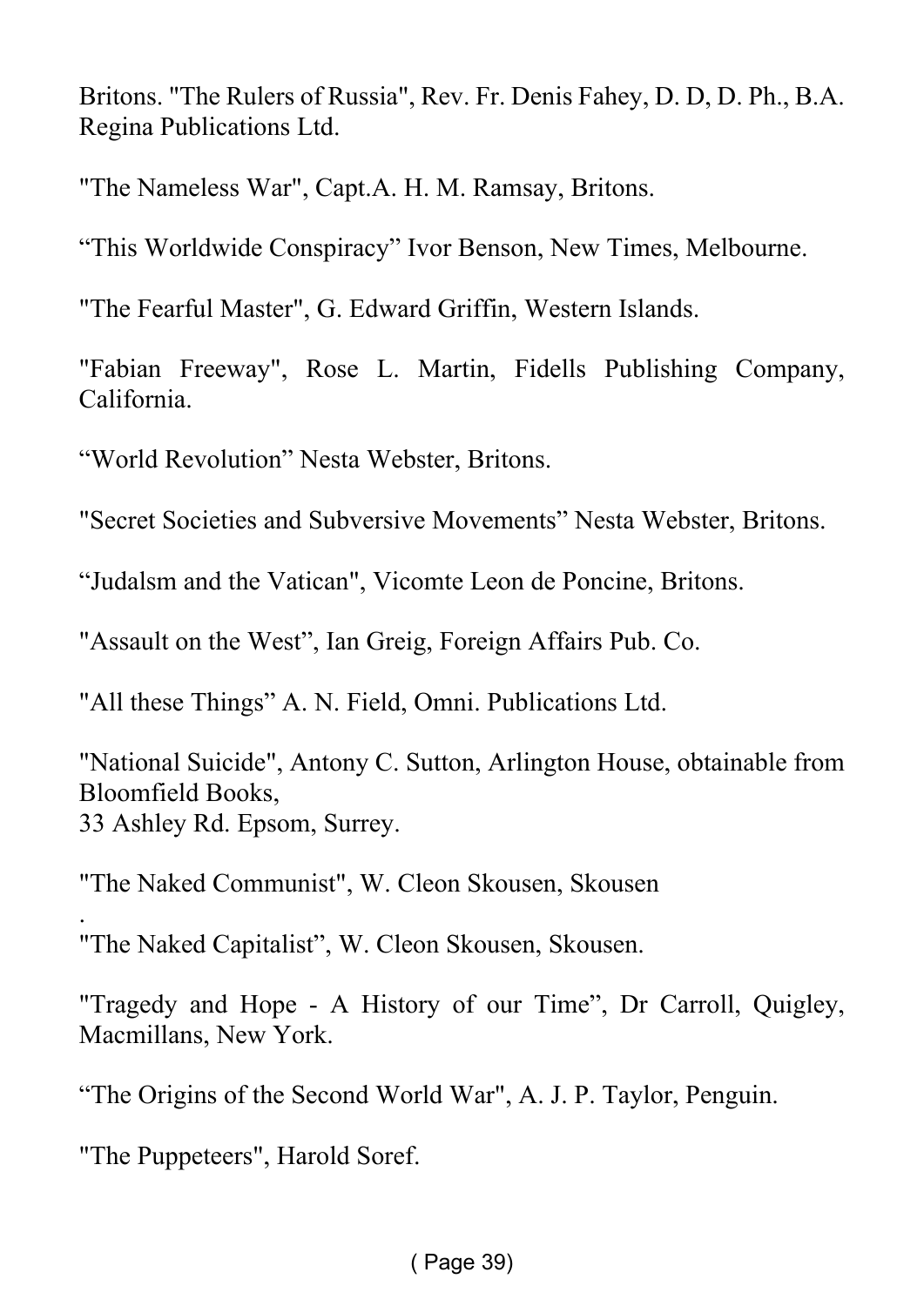Britons. "The Rulers of Russia", Rev. Fr. Denis Fahey, D. D, D. Ph., B.A. Regina Publications Ltd.

"The Nameless War", Capt.A. H. M. Ramsay, Britons.

“This Worldwide Conspiracy” Ivor Benson, New Times, Melbourne.

"The Fearful Master", G. Edward Griffin, Western Islands.

"Fabian Freeway", Rose L. Martin, Fidells Publishing Company, California.

“World Revolution” Nesta Webster, Britons.

"Secret Societies and Subversive Movements” Nesta Webster, Britons.

“Judalsm and the Vatican", Vicomte Leon de Poncine, Britons.

"Assault on the West”, Ian Greig, Foreign Affairs Pub. Co.

"All these Things” A. N. Field, Omni. Publications Ltd.

"National Suicide", Antony C. Sutton, Arlington House, obtainable from Bloomfield Books,
33 Ashley Rd. Epsom, Surrey.

"The Naked Communist", W. Cleon Skousen, Skousen
.
"The Naked Capitalist”, W. Cleon Skousen, Skousen.

"Tragedy and Hope - A History of our Time”, Dr Carroll, Quigley, Macmillans, New York.

“The Origins of the Second World War", A. J. P. Taylor, Penguin.

"The Puppeteers", Harold Soref.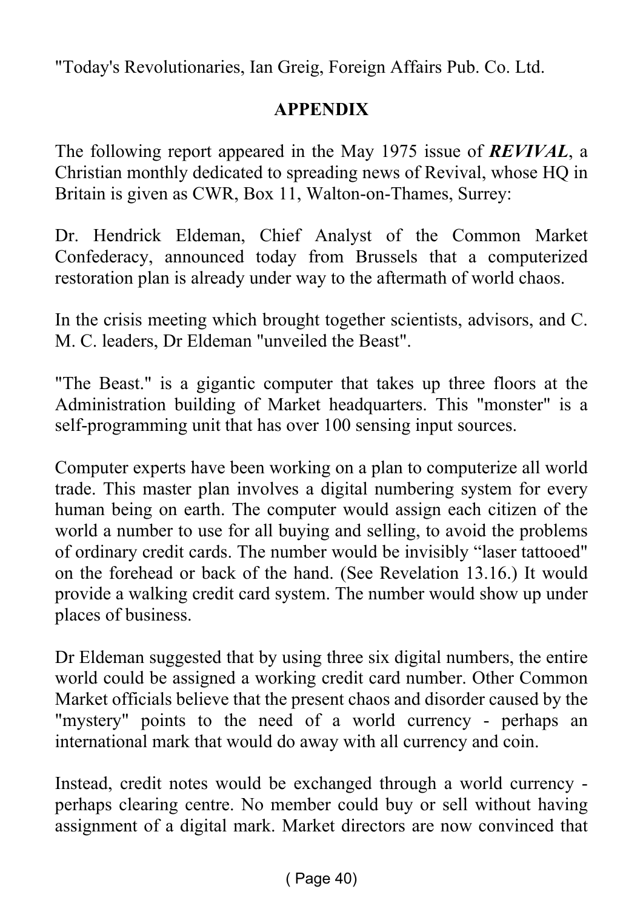"Today's Revolutionaries, Ian Greig, Foreign Affairs Pub. Co. Ltd.

## APPENDIX

The following report appeared in the May 1975 issue of ***REVIVAL***, a Christian monthly dedicated to spreading news of Revival, whose HQ in Britain is given as CWR, Box 11, Walton-on-Thames, Surrey:

Dr. Hendrick Eldeman, Chief Analyst of the Common Market Confederacy, announced today from Brussels that a computerized restoration plan is already under way to the aftermath of world chaos.

In the crisis meeting which brought together scientists, advisors, and C. M. C. leaders, Dr Eldeman "unveiled the Beast".

"The Beast." is a gigantic computer that takes up three floors at the Administration building of Market headquarters. This "monster" is a self-programming unit that has over 100 sensing input sources.

Computer experts have been working on a plan to computerize all world trade. This master plan involves a digital numbering system for every human being on earth. The computer would assign each citizen of the world a number to use for all buying and selling, to avoid the problems of ordinary credit cards. The number would be invisibly "laser tattooed" on the forehead or back of the hand. (See Revelation 13.16.) It would provide a walking credit card system. The number would show up under places of business.

Dr Eldeman suggested that by using three six digital numbers, the entire world could be assigned a working credit card number. Other Common Market officials believe that the present chaos and disorder caused by the "mystery" points to the need of a world currency - perhaps an international mark that would do away with all currency and coin.

Instead, credit notes would be exchanged through a world currency - perhaps clearing centre. No member could buy or sell without having assignment of a digital mark. Market directors are now convinced that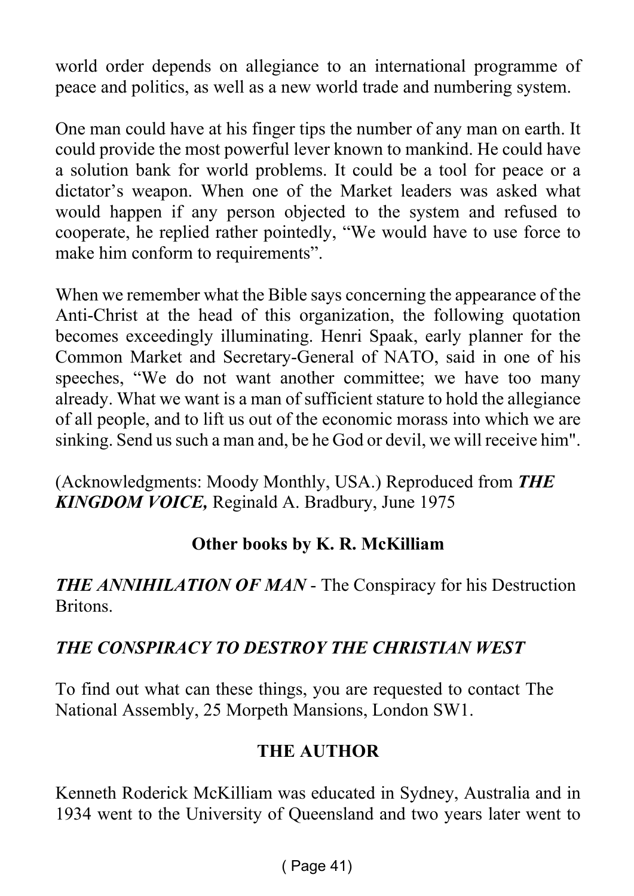world order depends on allegiance to an international programme of peace and politics, as well as a new world trade and numbering system.

One man could have at his finger tips the number of any man on earth. It could provide the most powerful lever known to mankind. He could have a solution bank for world problems. It could be a tool for peace or a dictator's weapon. When one of the Market leaders was asked what would happen if any person objected to the system and refused to cooperate, he replied rather pointedly, "We would have to use force to make him conform to requirements".

When we remember what the Bible says concerning the appearance of the Anti-Christ at the head of this organization, the following quotation becomes exceedingly illuminating. Henri Spaak, early planner for the Common Market and Secretary-General of NATO, said in one of his speeches, "We do not want another committee; we have too many already. What we want is a man of sufficient stature to hold the allegiance of all people, and to lift us out of the economic morass into which we are sinking. Send us such a man and, be he God or devil, we will receive him".

(Acknowledgments: Moody Monthly, USA.) Reproduced from ***THE KINGDOM VOICE,*** Reginald A. Bradbury, June 1975

**Other books by K. R. McKilliam**

***THE ANNIHILATION OF MAN*** - The Conspiracy for his Destruction Britons.

***THE CONSPIRACY TO DESTROY THE CHRISTIAN WEST***

To find out what can these things, you are requested to contact The National Assembly, 25 Morpeth Mansions, London SW1.

**THE AUTHOR**

Kenneth Roderick McKilliam was educated in Sydney, Australia and in 1934 went to the University of Queensland and two years later went to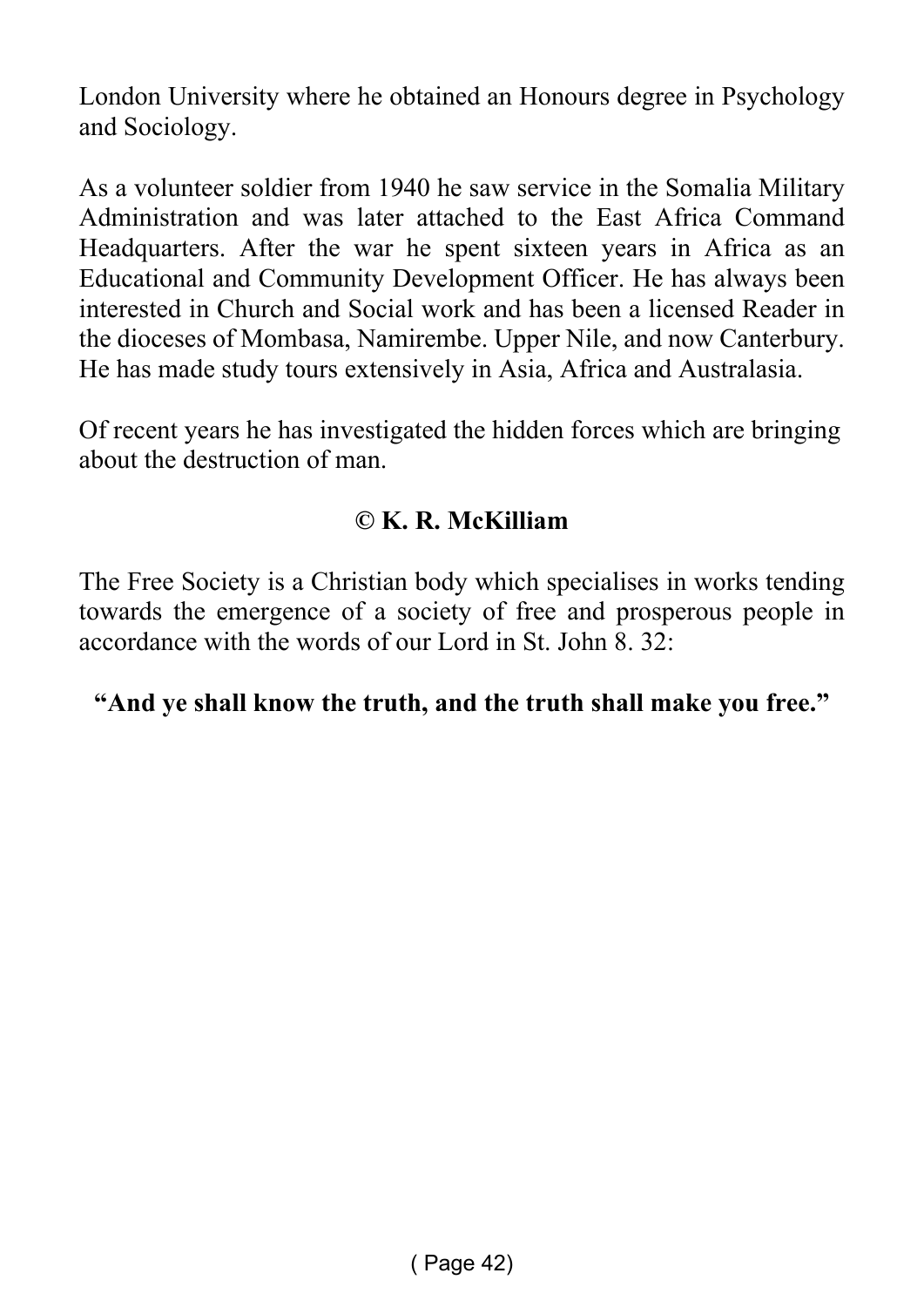London University where he obtained an Honours degree in Psychology and Sociology.

As a volunteer soldier from 1940 he saw service in the Somalia Military Administration and was later attached to the East Africa Command Headquarters. After the war he spent sixteen years in Africa as an Educational and Community Development Officer. He has always been interested in Church and Social work and has been a licensed Reader in the dioceses of Mombasa, Namirembe. Upper Nile, and now Canterbury. He has made study tours extensively in Asia, Africa and Australasia.

Of recent years he has investigated the hidden forces which are bringing about the destruction of man.

**© K. R. McKilliam**

The Free Society is a Christian body which specialises in works tending towards the emergence of a society of free and prosperous people in accordance with the words of our Lord in St. John 8. 32:

**"And ye shall know the truth, and the truth shall make you free."**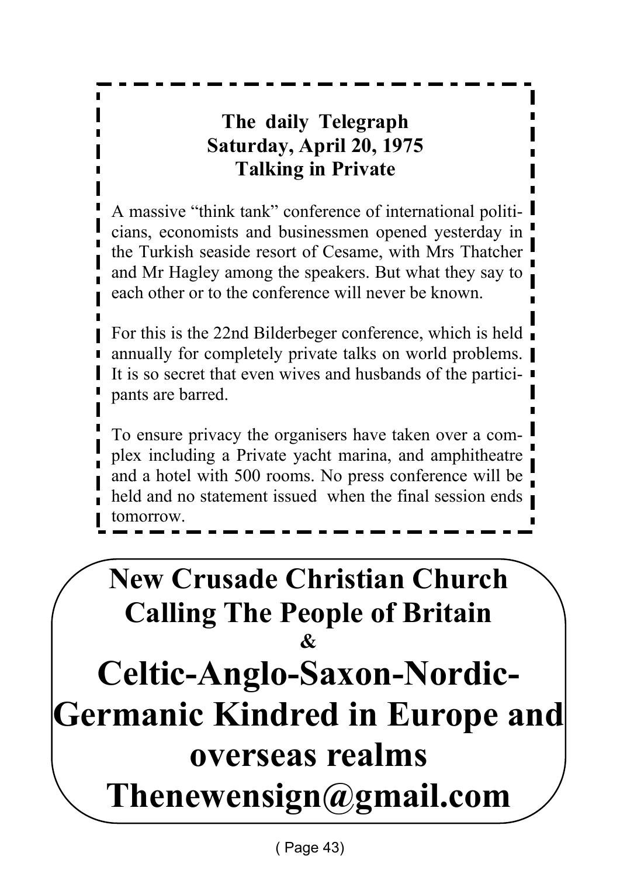**The daily Telegraph**
**Saturday, April 20, 1975**
**Talking in Private**

A massive "think tank" conference of international politicians, economists and businessmen opened yesterday in the Turkish seaside resort of Cesame, with Mrs Thatcher and Mr Hagley among the speakers. But what they say to each other or to the conference will never be known.

For this is the 22nd Bilderbeger conference, which is held annually for completely private talks on world problems. It is so secret that even wives and husbands of the participants are barred.

To ensure privacy the organisers have taken over a complex including a Private yacht marina, and amphitheatre and a hotel with 500 rooms. No press conference will be held and no statement issued when the final session ends tomorrow.

# New Crusade Christian Church Calling The People of Britain

**&**

# Celtic-Anglo-Saxon-Nordic-Germanic Kindred in Europe and overseas realms

# Thenewensign@gmail.com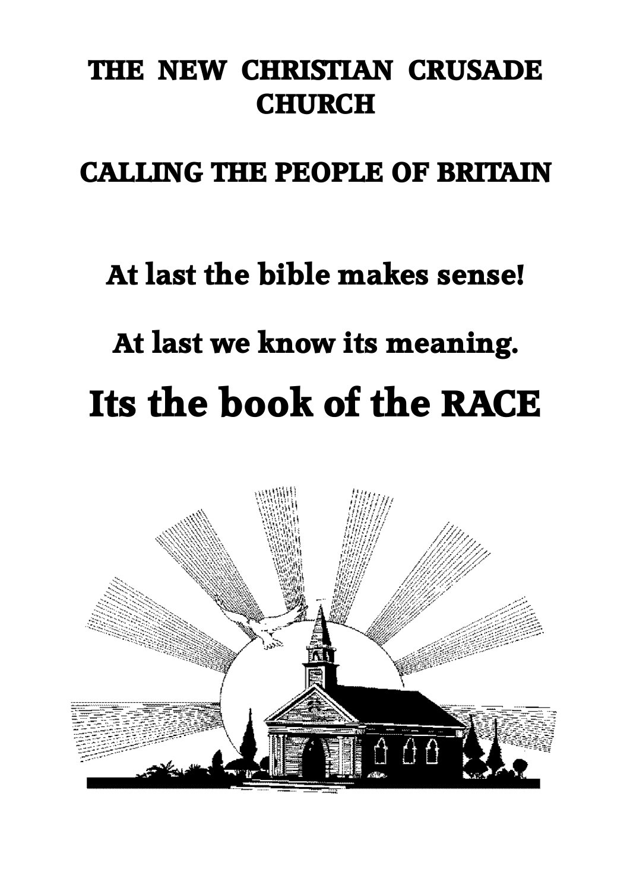# THE NEW CHRISTIAN CRUSADE CHURCH

## CALLING THE PEOPLE OF BRITAIN

## At last the bible makes sense!

## At last we know its meaning.

# Its the book of the RACE